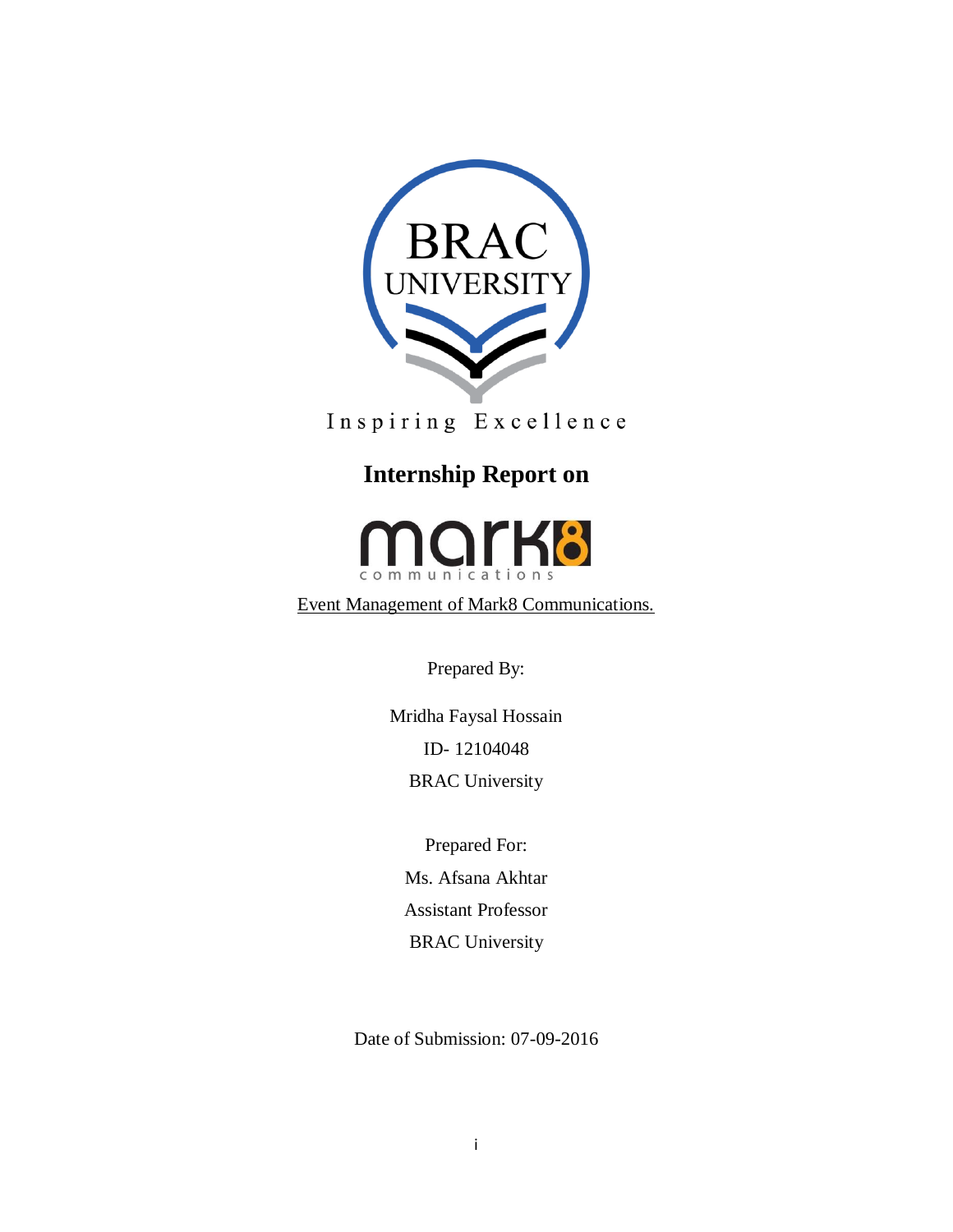BRAC UNIVERSITY

Inspiring Excellence

# Internship Report on

mark8 communications

Event Management of Mark8 Communications.

Prepared By:

Mridha Faysal Hossain

ID- 12104048

BRAC University

Prepared For:

Ms. Afsana Akhtar

Assistant Professor

BRAC University

Date of Submission: 07-09-2016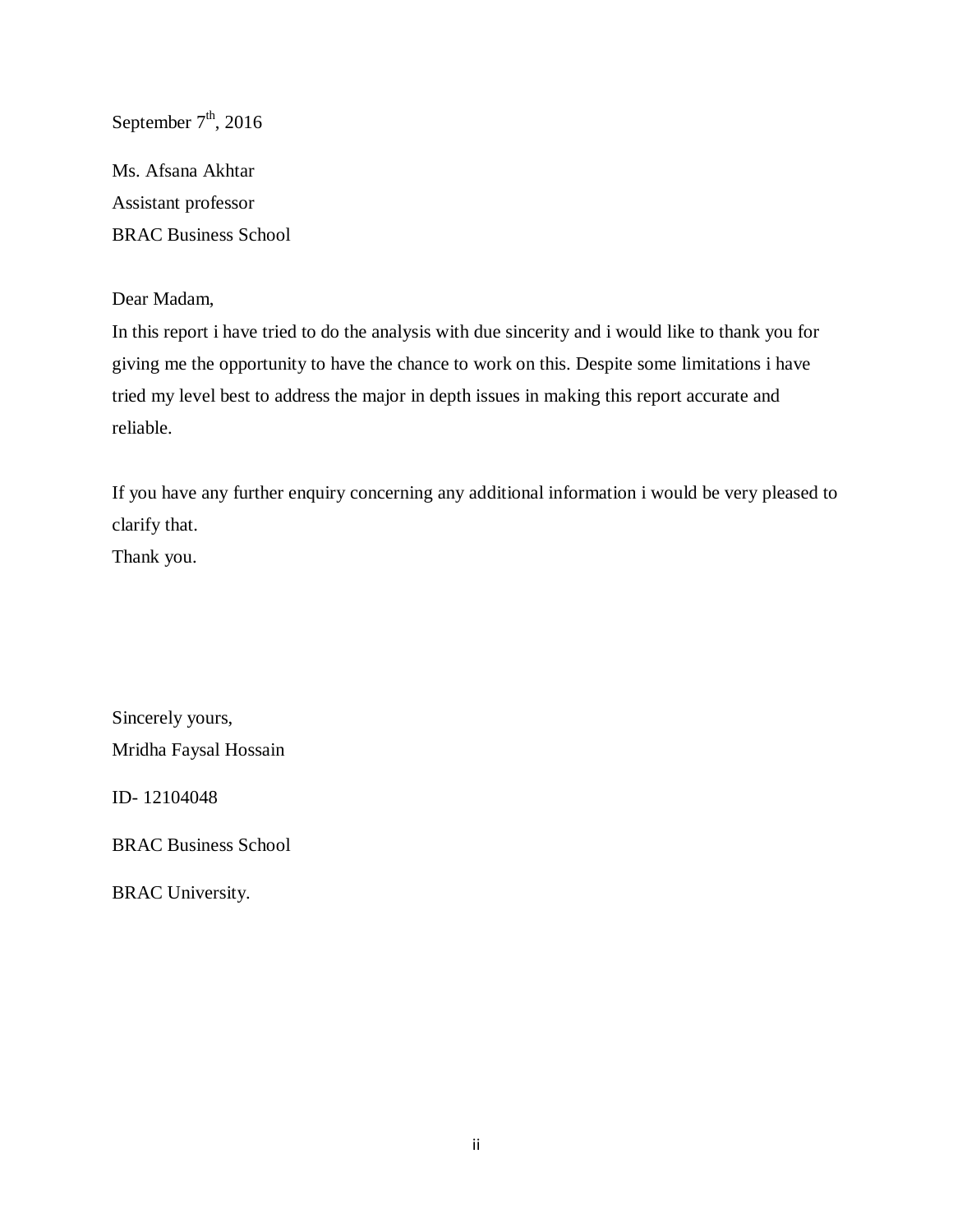September 7th, 2016

Ms. Afsana Akhtar
Assistant professor
BRAC Business School

Dear Madam,

In this report i have tried to do the analysis with due sincerity and i would like to thank you for giving me the opportunity to have the chance to work on this. Despite some limitations i have tried my level best to address the major in depth issues in making this report accurate and reliable.

If you have any further enquiry concerning any additional information i would be very pleased to clarify that.
Thank you.

Sincerely yours,
Mridha Faysal Hossain

ID- 12104048

BRAC Business School

BRAC University.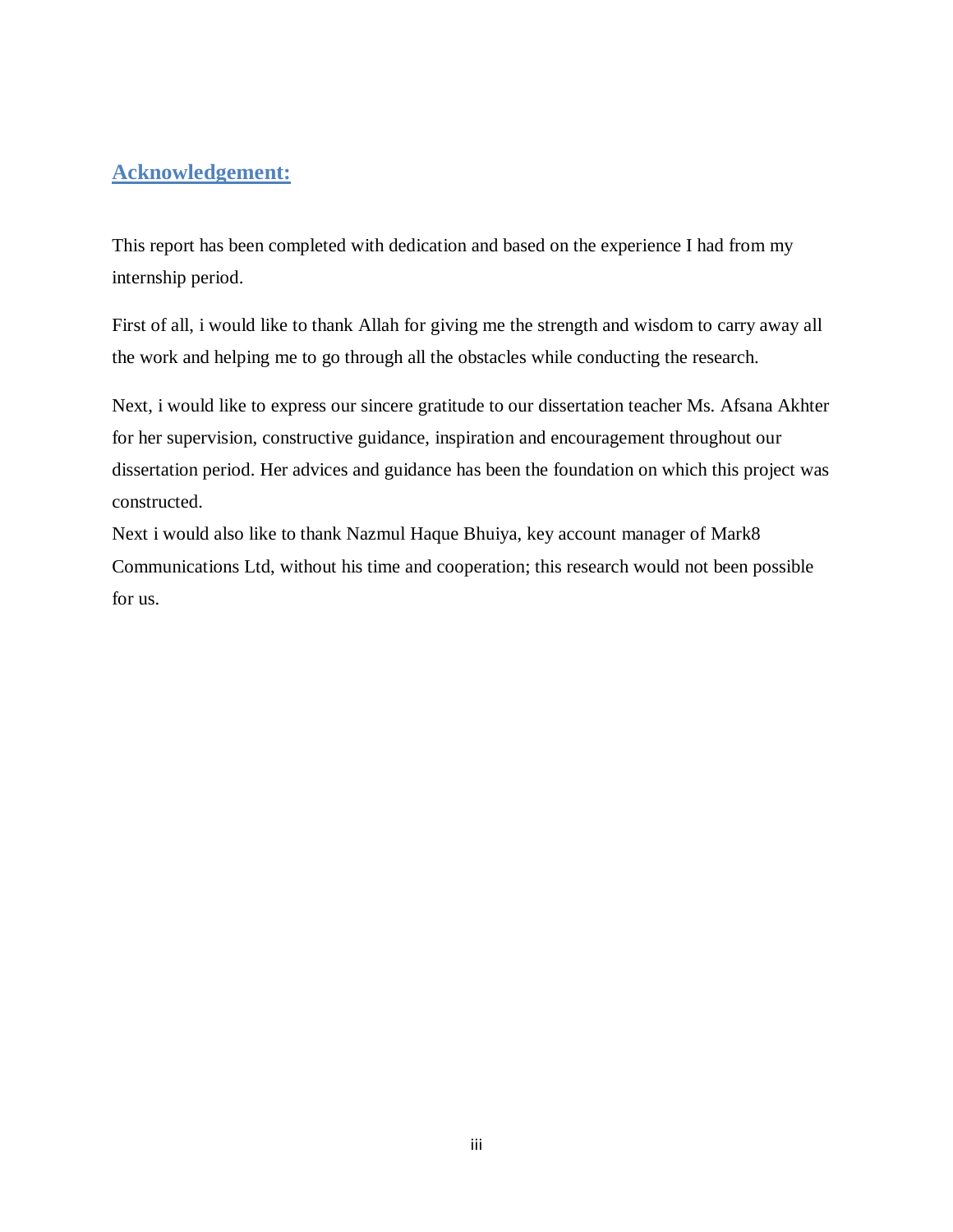## Acknowledgement:

This report has been completed with dedication and based on the experience I had from my internship period.

First of all, i would like to thank Allah for giving me the strength and wisdom to carry away all the work and helping me to go through all the obstacles while conducting the research.

Next, i would like to express our sincere gratitude to our dissertation teacher Ms. Afsana Akhter for her supervision, constructive guidance, inspiration and encouragement throughout our dissertation period. Her advices and guidance has been the foundation on which this project was constructed.

Next i would also like to thank Nazmul Haque Bhuiya, key account manager of Mark8 Communications Ltd, without his time and cooperation; this research would not been possible for us.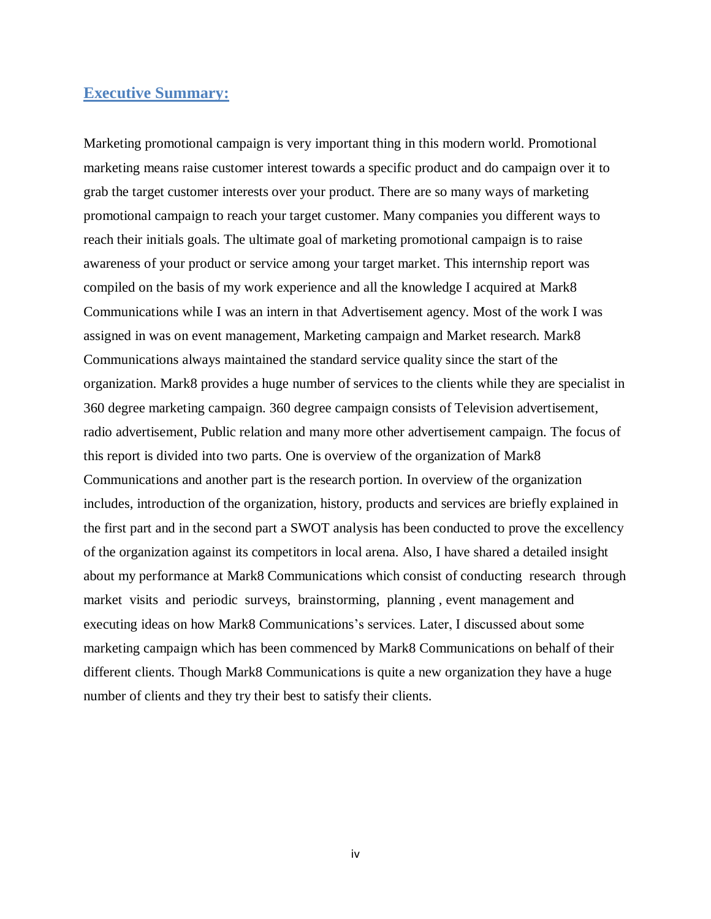## Executive Summary:

Marketing promotional campaign is very important thing in this modern world. Promotional marketing means raise customer interest towards a specific product and do campaign over it to grab the target customer interests over your product. There are so many ways of marketing promotional campaign to reach your target customer. Many companies you different ways to reach their initials goals. The ultimate goal of marketing promotional campaign is to raise awareness of your product or service among your target market. This internship report was compiled on the basis of my work experience and all the knowledge I acquired at Mark8 Communications while I was an intern in that Advertisement agency. Most of the work I was assigned in was on event management, Marketing campaign and Market research. Mark8 Communications always maintained the standard service quality since the start of the organization. Mark8 provides a huge number of services to the clients while they are specialist in 360 degree marketing campaign. 360 degree campaign consists of Television advertisement, radio advertisement, Public relation and many more other advertisement campaign. The focus of this report is divided into two parts. One is overview of the organization of Mark8 Communications and another part is the research portion. In overview of the organization includes, introduction of the organization, history, products and services are briefly explained in the first part and in the second part a SWOT analysis has been conducted to prove the excellency of the organization against its competitors in local arena. Also, I have shared a detailed insight about my performance at Mark8 Communications which consist of conducting research through market visits and periodic surveys, brainstorming, planning , event management and executing ideas on how Mark8 Communications's services. Later, I discussed about some marketing campaign which has been commenced by Mark8 Communications on behalf of their different clients. Though Mark8 Communications is quite a new organization they have a huge number of clients and they try their best to satisfy their clients.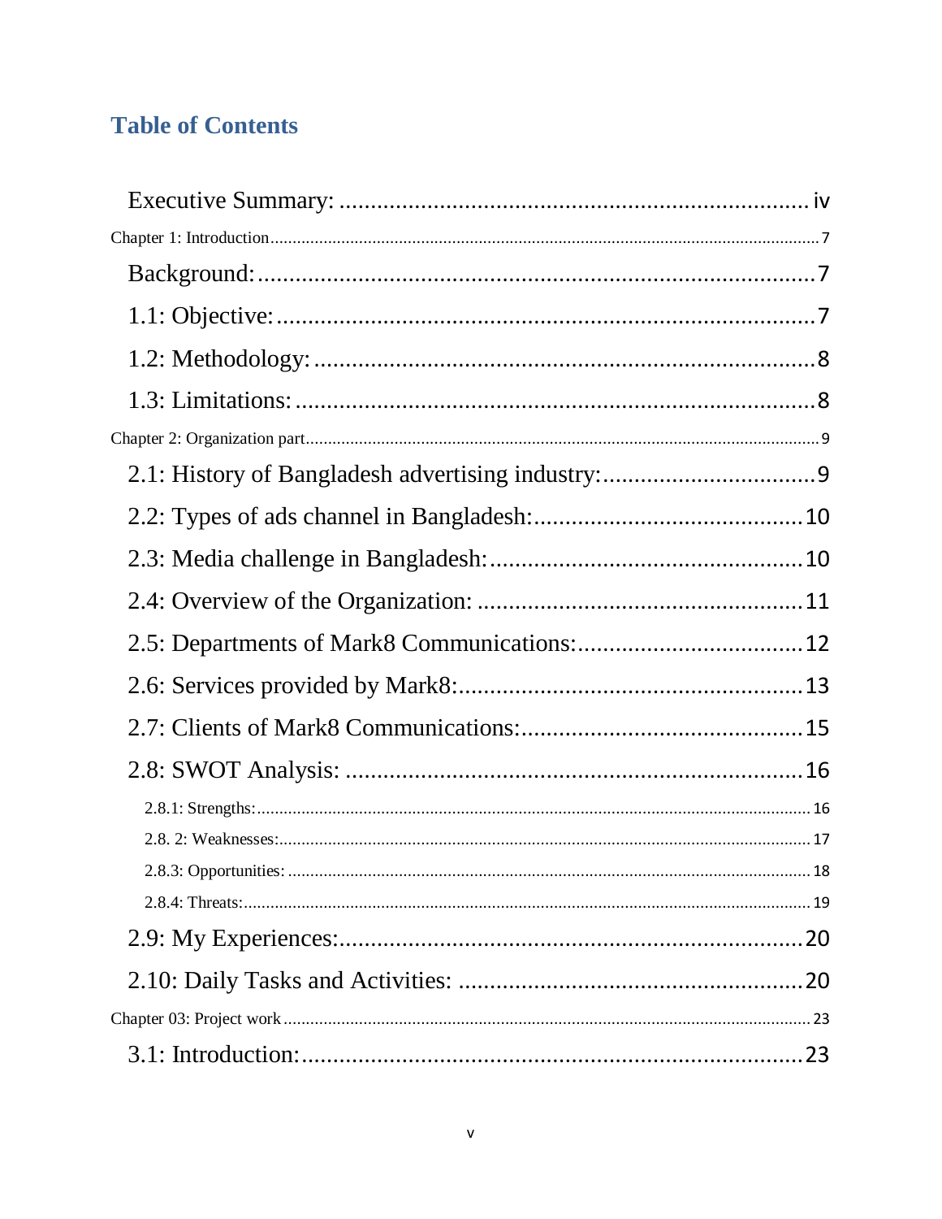## Table of Contents

Executive Summary: ..... iv

Chapter 1: Introduction ..... 7

Background: ..... 7

1.1: Objective: ..... 7

1.2: Methodology: ..... 8

1.3: Limitations: ..... 8

Chapter 2: Organization part ..... 9

2.1: History of Bangladesh advertising industry: ..... 9

2.2: Types of ads channel in Bangladesh: ..... 10

2.3: Media challenge in Bangladesh: ..... 10

2.4: Overview of the Organization: ..... 11

2.5: Departments of Mark8 Communications: ..... 12

2.6: Services provided by Mark8: ..... 13

2.7: Clients of Mark8 Communications: ..... 15

2.8: SWOT Analysis: ..... 16

2.8.1: Strengths: ..... 16

2.8. 2: Weaknesses: ..... 17

2.8.3: Opportunities: ..... 18

2.8.4: Threats: ..... 19

2.9: My Experiences: ..... 20

2.10: Daily Tasks and Activities: ..... 20

Chapter 03: Project work ..... 23

3.1: Introduction: ..... 23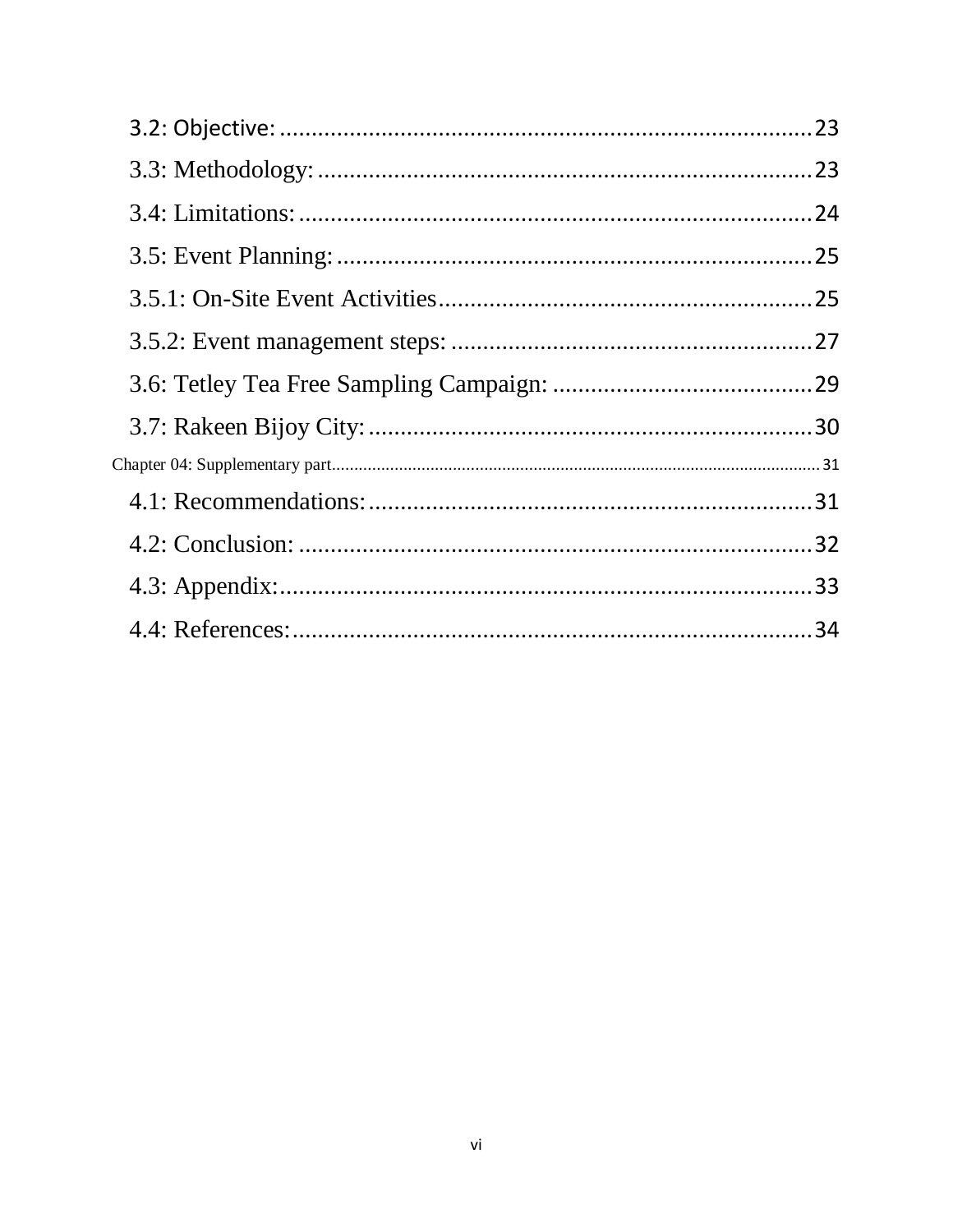3.2: Objective: .................................................................................... 23

3.3: Methodology: .............................................................................. 23

3.4: Limitations: .................................................................................. 24

3.5: Event Planning: ............................................................................ 25

3.5.1: On-Site Event Activities........................................................... 25

3.5.2: Event management steps: ......................................................... 27

3.6: Tetley Tea Free Sampling Campaign: ......................................... 29

3.7: Rakeen Bijoy City: ...................................................................... 30

Chapter 04: Supplementary part........................................................................................................... 31

4.1: Recommendations: ....................................................................... 31

4.2: Conclusion: .................................................................................. 32

4.3: Appendix: ..................................................................................... 33

4.4: References: ................................................................................... 34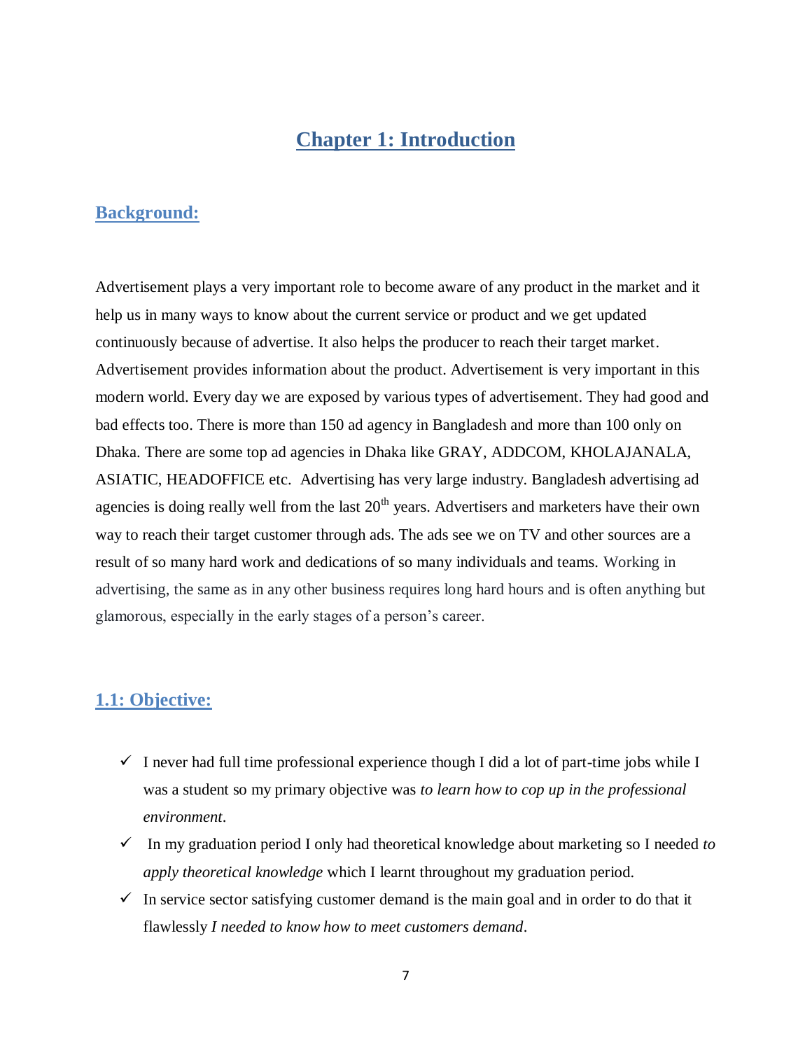# Chapter 1: Introduction

## Background:

Advertisement plays a very important role to become aware of any product in the market and it help us in many ways to know about the current service or product and we get updated continuously because of advertise. It also helps the producer to reach their target market. Advertisement provides information about the product. Advertisement is very important in this modern world. Every day we are exposed by various types of advertisement. They had good and bad effects too. There is more than 150 ad agency in Bangladesh and more than 100 only on Dhaka. There are some top ad agencies in Dhaka like GRAY, ADDCOM, KHOLAJANALA, ASIATIC, HEADOFFICE etc. Advertising has very large industry. Bangladesh advertising ad agencies is doing really well from the last 20th years. Advertisers and marketers have their own way to reach their target customer through ads. The ads see we on TV and other sources are a result of so many hard work and dedications of so many individuals and teams. Working in advertising, the same as in any other business requires long hard hours and is often anything but glamorous, especially in the early stages of a person's career.

## 1.1: Objective:

- ✓ I never had full time professional experience though I did a lot of part-time jobs while I was a student so my primary objective was *to learn how to cop up in the professional environment*.
- ✓ In my graduation period I only had theoretical knowledge about marketing so I needed *to apply theoretical knowledge* which I learnt throughout my graduation period.
- ✓ In service sector satisfying customer demand is the main goal and in order to do that it flawlessly *I needed to know how to meet customers demand*.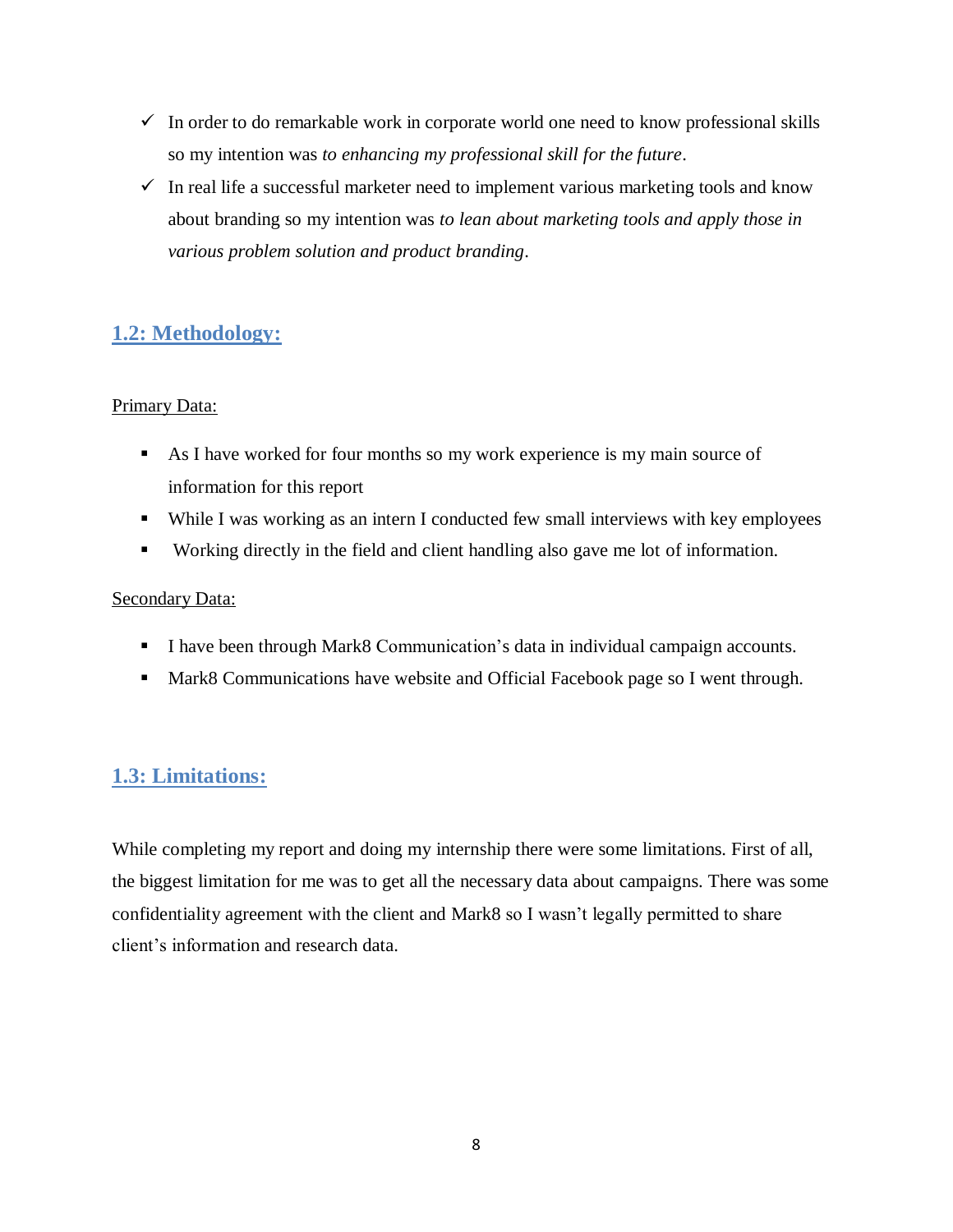- ✓ In order to do remarkable work in corporate world one need to know professional skills so my intention was *to enhancing my professional skill for the future*.
- ✓ In real life a successful marketer need to implement various marketing tools and know about branding so my intention was *to lean about marketing tools and apply those in various problem solution and product branding*.

## 1.2: Methodology:

Primary Data:

- As I have worked for four months so my work experience is my main source of information for this report
- While I was working as an intern I conducted few small interviews with key employees
- Working directly in the field and client handling also gave me lot of information.

Secondary Data:

- I have been through Mark8 Communication's data in individual campaign accounts.
- Mark8 Communications have website and Official Facebook page so I went through.

## 1.3: Limitations:

While completing my report and doing my internship there were some limitations. First of all, the biggest limitation for me was to get all the necessary data about campaigns. There was some confidentiality agreement with the client and Mark8 so I wasn't legally permitted to share client's information and research data.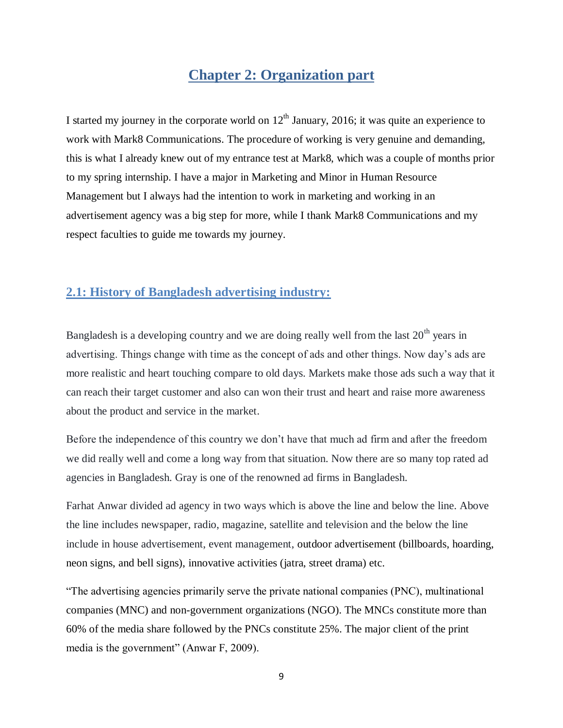# Chapter 2: Organization part

I started my journey in the corporate world on 12th January, 2016; it was quite an experience to work with Mark8 Communications. The procedure of working is very genuine and demanding, this is what I already knew out of my entrance test at Mark8, which was a couple of months prior to my spring internship. I have a major in Marketing and Minor in Human Resource Management but I always had the intention to work in marketing and working in an advertisement agency was a big step for more, while I thank Mark8 Communications and my respect faculties to guide me towards my journey.

## 2.1: History of Bangladesh advertising industry:

Bangladesh is a developing country and we are doing really well from the last 20th years in advertising. Things change with time as the concept of ads and other things. Now day's ads are more realistic and heart touching compare to old days. Markets make those ads such a way that it can reach their target customer and also can won their trust and heart and raise more awareness about the product and service in the market.

Before the independence of this country we don't have that much ad firm and after the freedom we did really well and come a long way from that situation. Now there are so many top rated ad agencies in Bangladesh. Gray is one of the renowned ad firms in Bangladesh.

Farhat Anwar divided ad agency in two ways which is above the line and below the line. Above the line includes newspaper, radio, magazine, satellite and television and the below the line include in house advertisement, event management, outdoor advertisement (billboards, hoarding, neon signs, and bell signs), innovative activities (jatra, street drama) etc.

"The advertising agencies primarily serve the private national companies (PNC), multinational companies (MNC) and non-government organizations (NGO). The MNCs constitute more than 60% of the media share followed by the PNCs constitute 25%. The major client of the print media is the government" (Anwar F, 2009).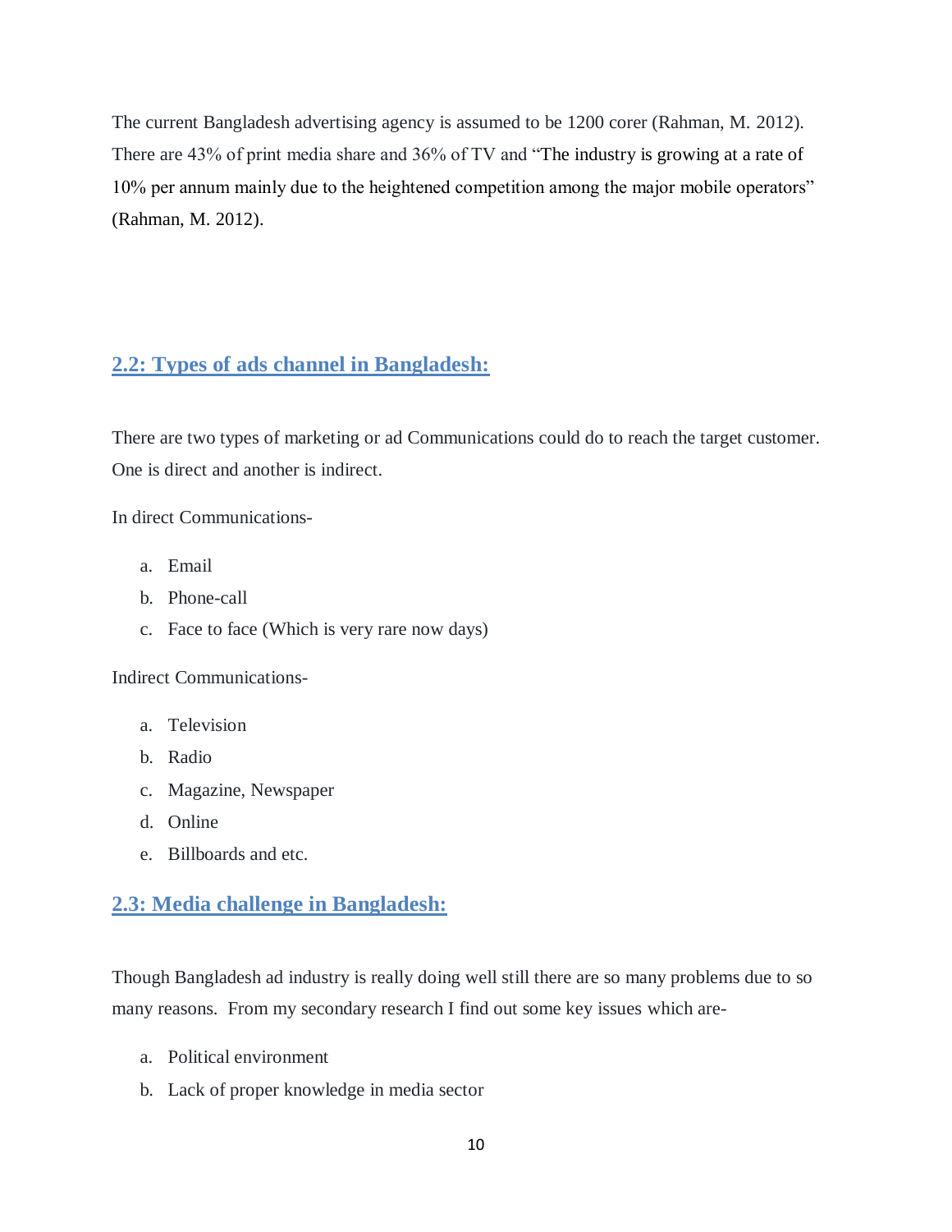The current Bangladesh advertising agency is assumed to be 1200 corer (Rahman, M. 2012). There are 43% of print media share and 36% of TV and "The industry is growing at a rate of 10% per annum mainly due to the heightened competition among the major mobile operators" (Rahman, M. 2012).

## 2.2: Types of ads channel in Bangladesh:

There are two types of marketing or ad Communications could do to reach the target customer. One is direct and another is indirect.

In direct Communications-

a. Email
b. Phone-call
c. Face to face (Which is very rare now days)

Indirect Communications-

a. Television
b. Radio
c. Magazine, Newspaper
d. Online
e. Billboards and etc.

## 2.3: Media challenge in Bangladesh:

Though Bangladesh ad industry is really doing well still there are so many problems due to so many reasons. From my secondary research I find out some key issues which are-

a. Political environment
b. Lack of proper knowledge in media sector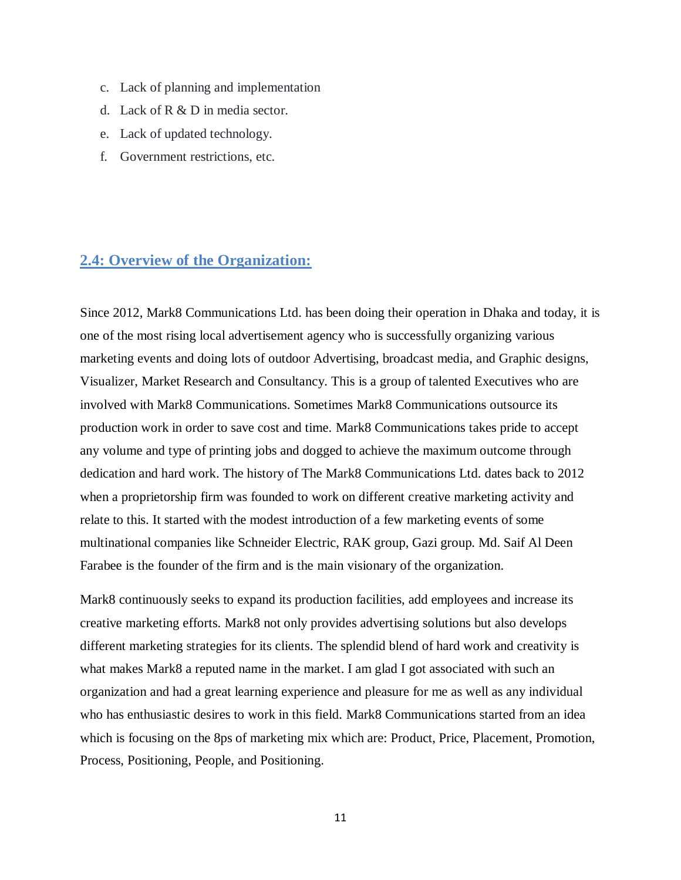c. Lack of planning and implementation
d. Lack of R & D in media sector.
e. Lack of updated technology.
f. Government restrictions, etc.

## 2.4: Overview of the Organization:

Since 2012, Mark8 Communications Ltd. has been doing their operation in Dhaka and today, it is one of the most rising local advertisement agency who is successfully organizing various marketing events and doing lots of outdoor Advertising, broadcast media, and Graphic designs, Visualizer, Market Research and Consultancy. This is a group of talented Executives who are involved with Mark8 Communications. Sometimes Mark8 Communications outsource its production work in order to save cost and time. Mark8 Communications takes pride to accept any volume and type of printing jobs and dogged to achieve the maximum outcome through dedication and hard work. The history of The Mark8 Communications Ltd. dates back to 2012 when a proprietorship firm was founded to work on different creative marketing activity and relate to this. It started with the modest introduction of a few marketing events of some multinational companies like Schneider Electric, RAK group, Gazi group. Md. Saif Al Deen Farabee is the founder of the firm and is the main visionary of the organization.

Mark8 continuously seeks to expand its production facilities, add employees and increase its creative marketing efforts. Mark8 not only provides advertising solutions but also develops different marketing strategies for its clients. The splendid blend of hard work and creativity is what makes Mark8 a reputed name in the market. I am glad I got associated with such an organization and had a great learning experience and pleasure for me as well as any individual who has enthusiastic desires to work in this field. Mark8 Communications started from an idea which is focusing on the 8ps of marketing mix which are: Product, Price, Placement, Promotion, Process, Positioning, People, and Positioning.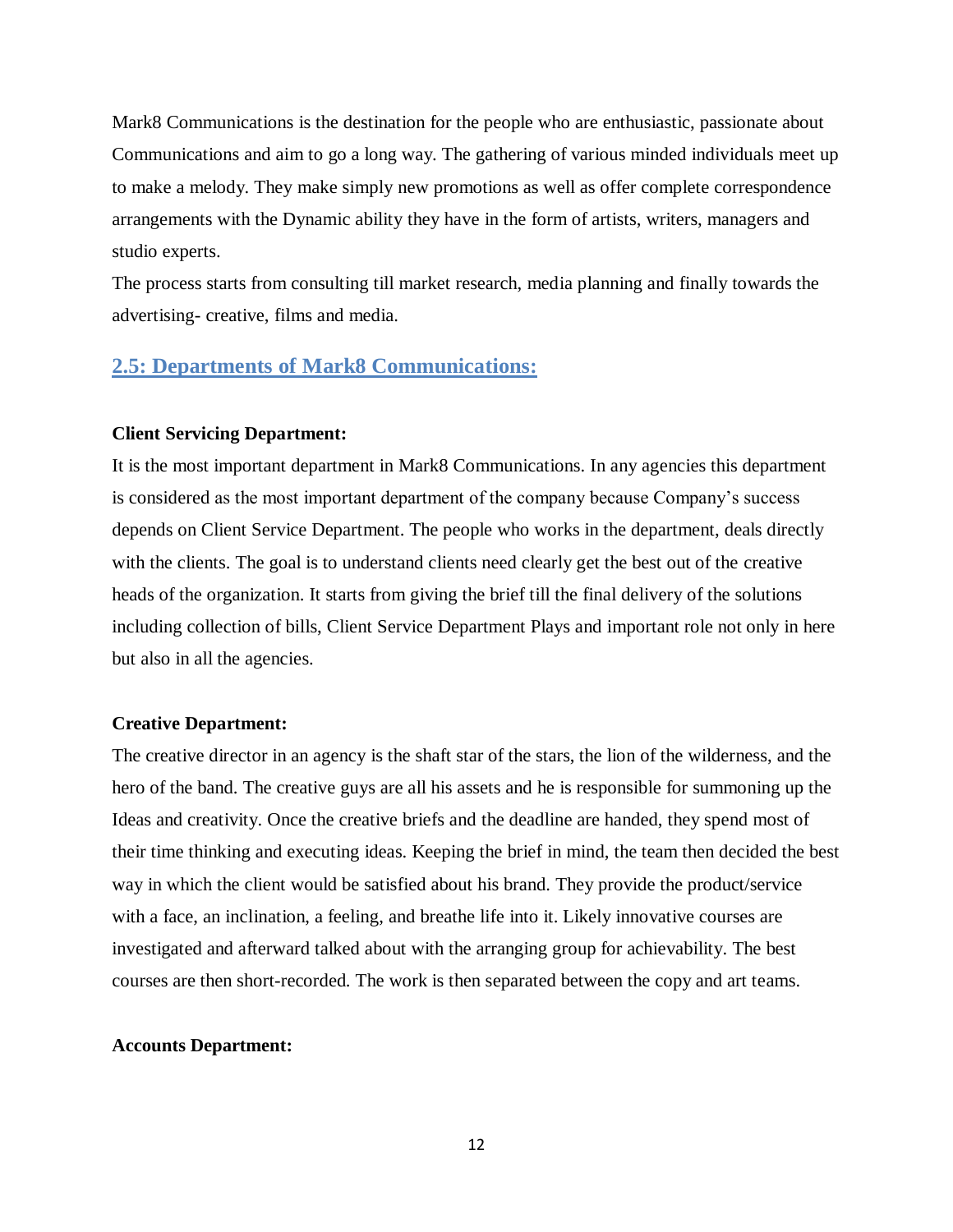Mark8 Communications is the destination for the people who are enthusiastic, passionate about Communications and aim to go a long way. The gathering of various minded individuals meet up to make a melody. They make simply new promotions as well as offer complete correspondence arrangements with the Dynamic ability they have in the form of artists, writers, managers and studio experts.

The process starts from consulting till market research, media planning and finally towards the advertising- creative, films and media.

## 2.5: Departments of Mark8 Communications:

**Client Servicing Department:**

It is the most important department in Mark8 Communications. In any agencies this department is considered as the most important department of the company because Company's success depends on Client Service Department. The people who works in the department, deals directly with the clients. The goal is to understand clients need clearly get the best out of the creative heads of the organization. It starts from giving the brief till the final delivery of the solutions including collection of bills, Client Service Department Plays and important role not only in here but also in all the agencies.

**Creative Department:**

The creative director in an agency is the shaft star of the stars, the lion of the wilderness, and the hero of the band. The creative guys are all his assets and he is responsible for summoning up the Ideas and creativity. Once the creative briefs and the deadline are handed, they spend most of their time thinking and executing ideas. Keeping the brief in mind, the team then decided the best way in which the client would be satisfied about his brand. They provide the product/service with a face, an inclination, a feeling, and breathe life into it. Likely innovative courses are investigated and afterward talked about with the arranging group for achievability. The best courses are then short-recorded. The work is then separated between the copy and art teams.

**Accounts Department:**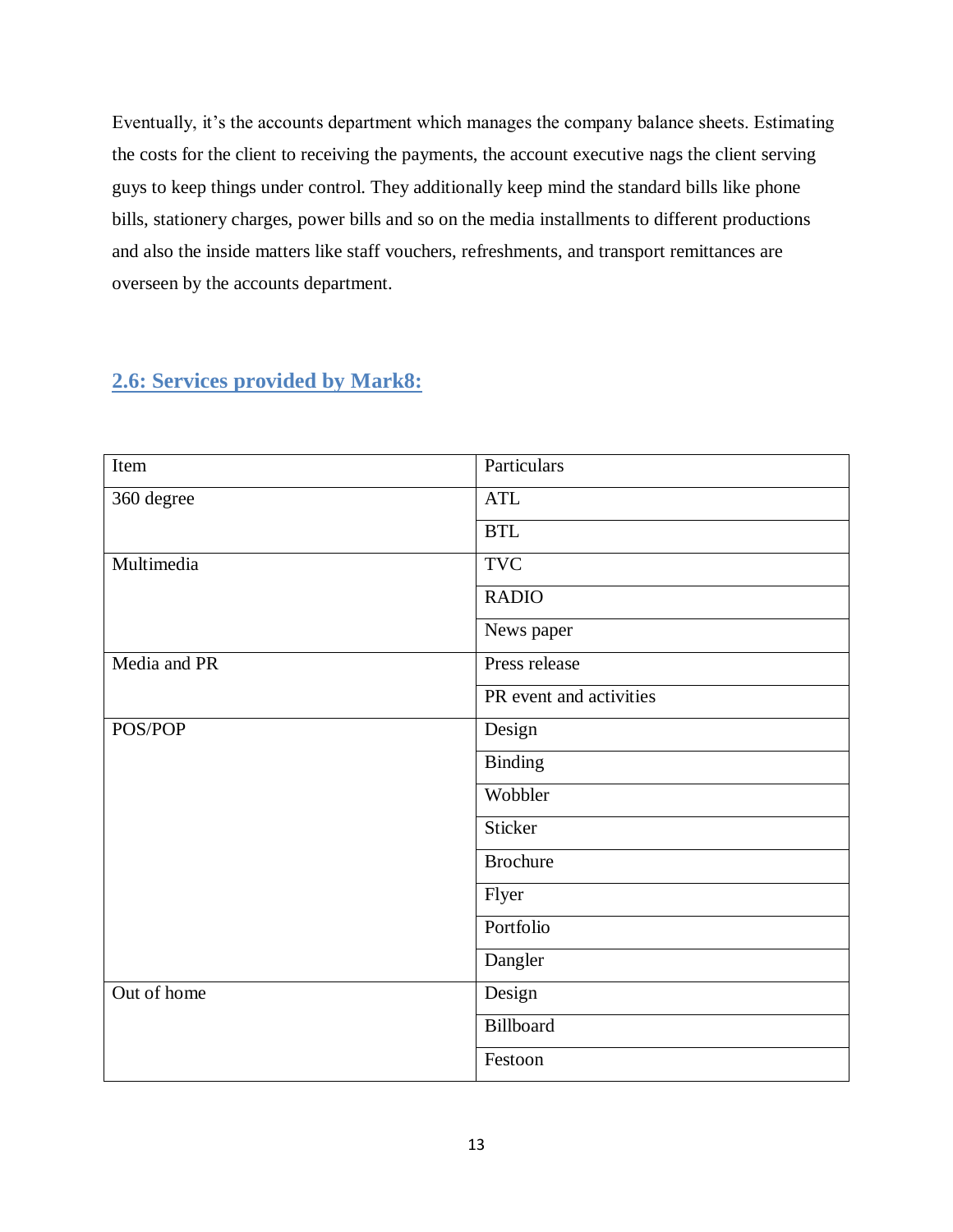Eventually, it's the accounts department which manages the company balance sheets. Estimating the costs for the client to receiving the payments, the account executive nags the client serving guys to keep things under control. They additionally keep mind the standard bills like phone bills, stationery charges, power bills and so on the media installments to different productions and also the inside matters like staff vouchers, refreshments, and transport remittances are overseen by the accounts department.

## 2.6: Services provided by Mark8:

| Item | Particulars |
|---|---|
| 360 degree | ATL |
| | BTL |
| Multimedia | TVC |
| | RADIO |
| | News paper |
| Media and PR | Press release |
| | PR event and activities |
| POS/POP | Design |
| | Binding |
| | Wobbler |
| | Sticker |
| | Brochure |
| | Flyer |
| | Portfolio |
| | Dangler |
| Out of home | Design |
| | Billboard |
| | Festoon |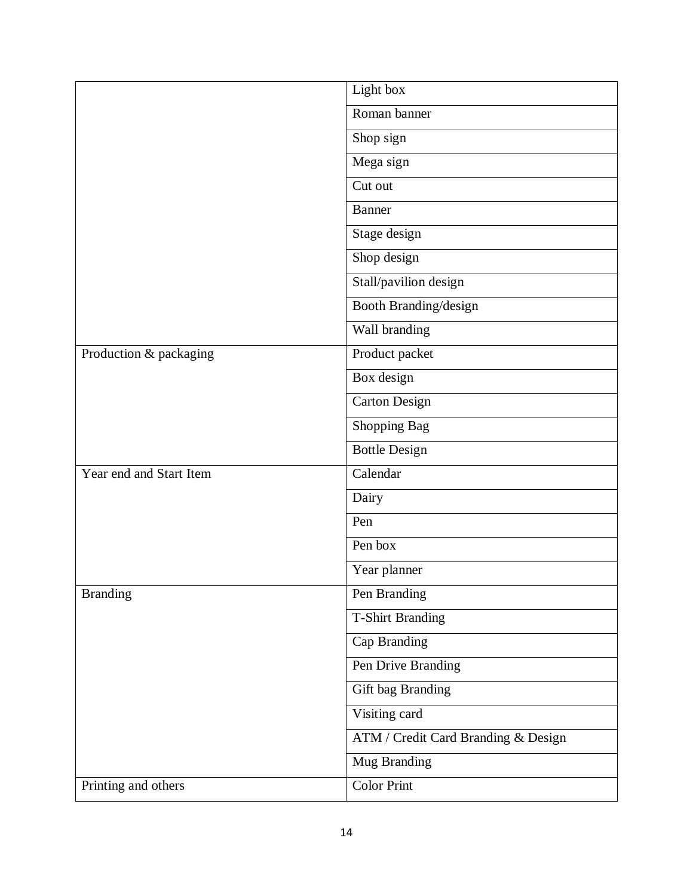| | |
|---|---|
| | Light box |
| | Roman banner |
| | Shop sign |
| | Mega sign |
| | Cut out |
| | Banner |
| | Stage design |
| | Shop design |
| | Stall/pavilion design |
| | Booth Branding/design |
| | Wall branding |
| Production & packaging | Product packet |
| | Box design |
| | Carton Design |
| | Shopping Bag |
| | Bottle Design |
| Year end and Start Item | Calendar |
| | Dairy |
| | Pen |
| | Pen box |
| | Year planner |
| Branding | Pen Branding |
| | T-Shirt Branding |
| | Cap Branding |
| | Pen Drive Branding |
| | Gift bag Branding |
| | Visiting card |
| | ATM / Credit Card Branding & Design |
| | Mug Branding |
| Printing and others | Color Print |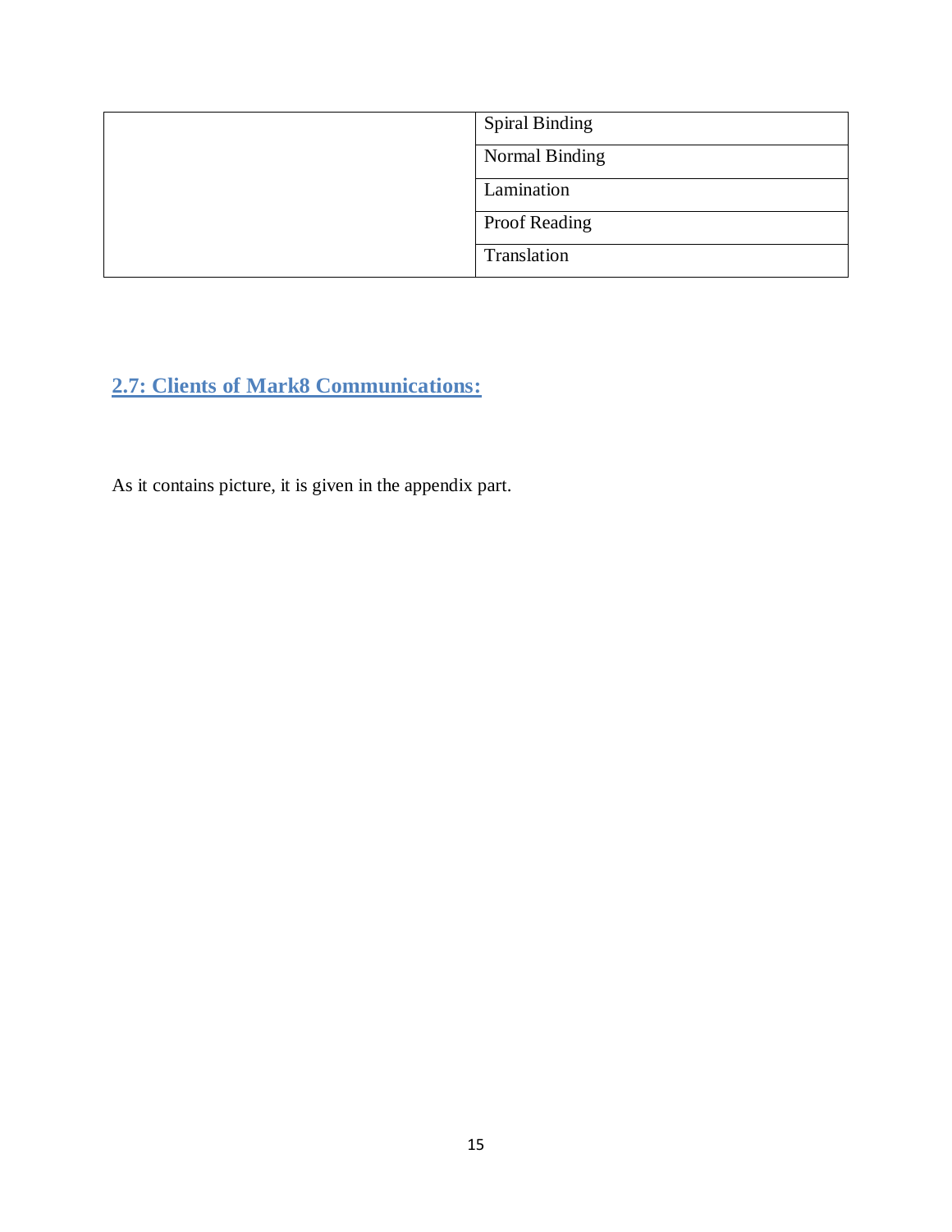| | |
|---|---|
| | Spiral Binding |
| | Normal Binding |
| | Lamination |
| | Proof Reading |
| | Translation |

## 2.7: Clients of Mark8 Communications:

As it contains picture, it is given in the appendix part.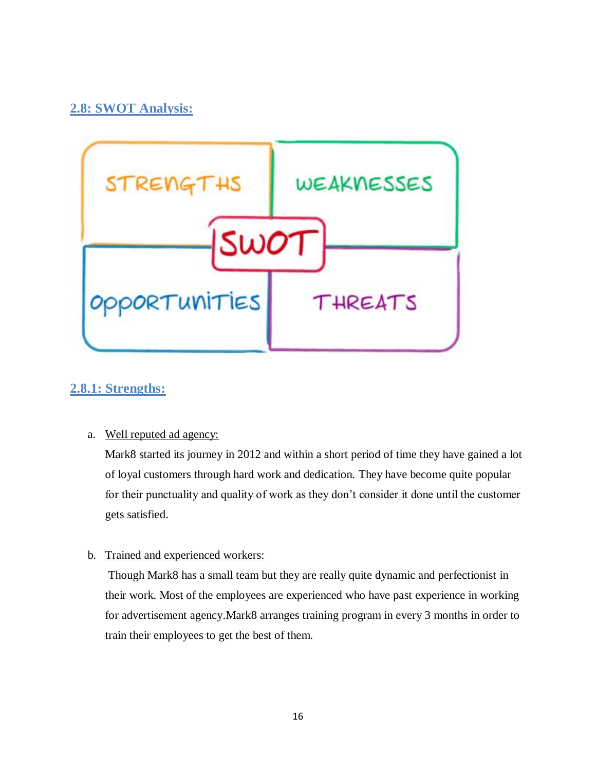## 2.8: SWOT Analysis:

### 2.8.1: Strengths:

a. Well reputed ad agency:

Mark8 started its journey in 2012 and within a short period of time they have gained a lot of loyal customers through hard work and dedication. They have become quite popular for their punctuality and quality of work as they don't consider it done until the customer gets satisfied.

b. Trained and experienced workers:

Though Mark8 has a small team but they are really quite dynamic and perfectionist in their work. Most of the employees are experienced who have past experience in working for advertisement agency.Mark8 arranges training program in every 3 months in order to train their employees to get the best of them.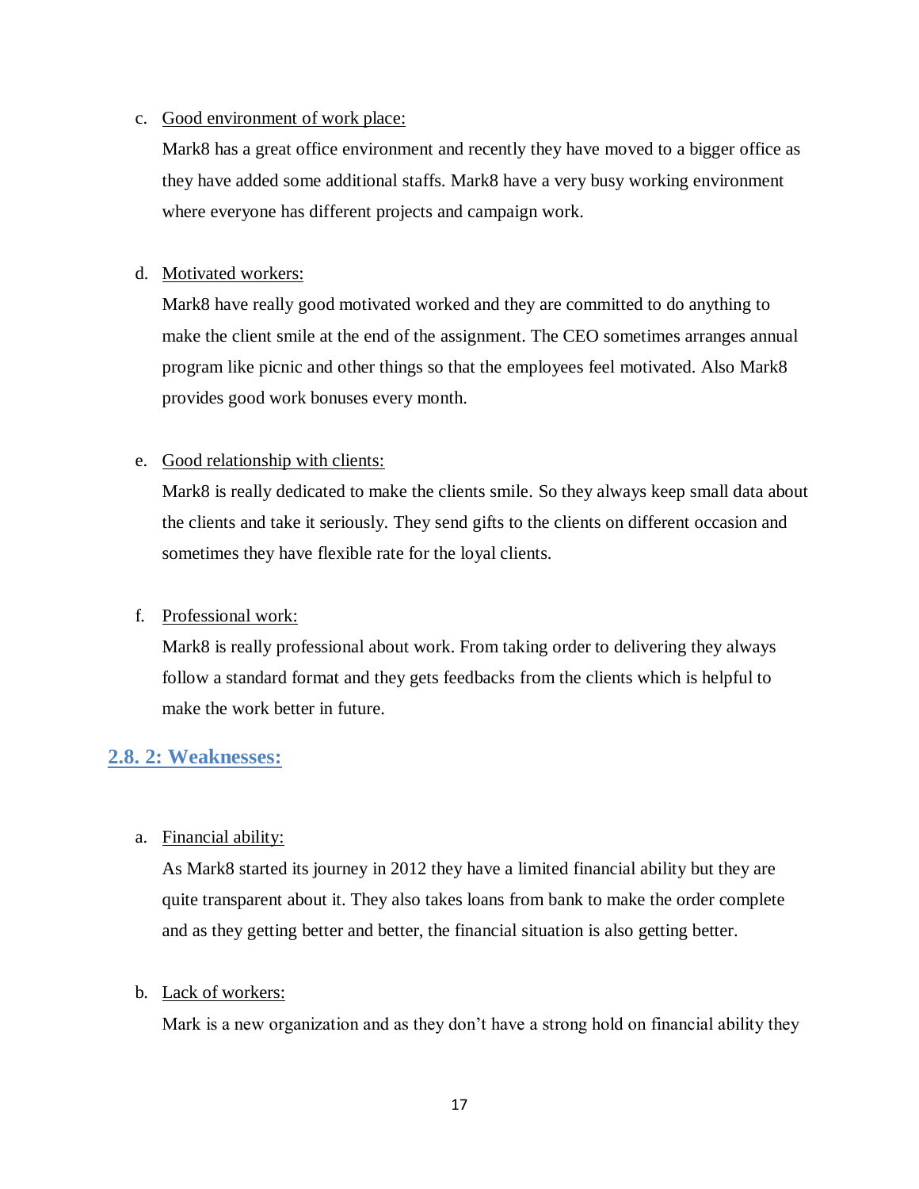c. Good environment of work place:

Mark8 has a great office environment and recently they have moved to a bigger office as they have added some additional staffs. Mark8 have a very busy working environment where everyone has different projects and campaign work.

d. Motivated workers:

Mark8 have really good motivated worked and they are committed to do anything to make the client smile at the end of the assignment. The CEO sometimes arranges annual program like picnic and other things so that the employees feel motivated. Also Mark8 provides good work bonuses every month.

e. Good relationship with clients:

Mark8 is really dedicated to make the clients smile. So they always keep small data about the clients and take it seriously. They send gifts to the clients on different occasion and sometimes they have flexible rate for the loyal clients.

f. Professional work:

Mark8 is really professional about work. From taking order to delivering they always follow a standard format and they gets feedbacks from the clients which is helpful to make the work better in future.

### 2.8. 2: Weaknesses:

a. Financial ability:

As Mark8 started its journey in 2012 they have a limited financial ability but they are quite transparent about it. They also takes loans from bank to make the order complete and as they getting better and better, the financial situation is also getting better.

b. Lack of workers:

Mark is a new organization and as they don't have a strong hold on financial ability they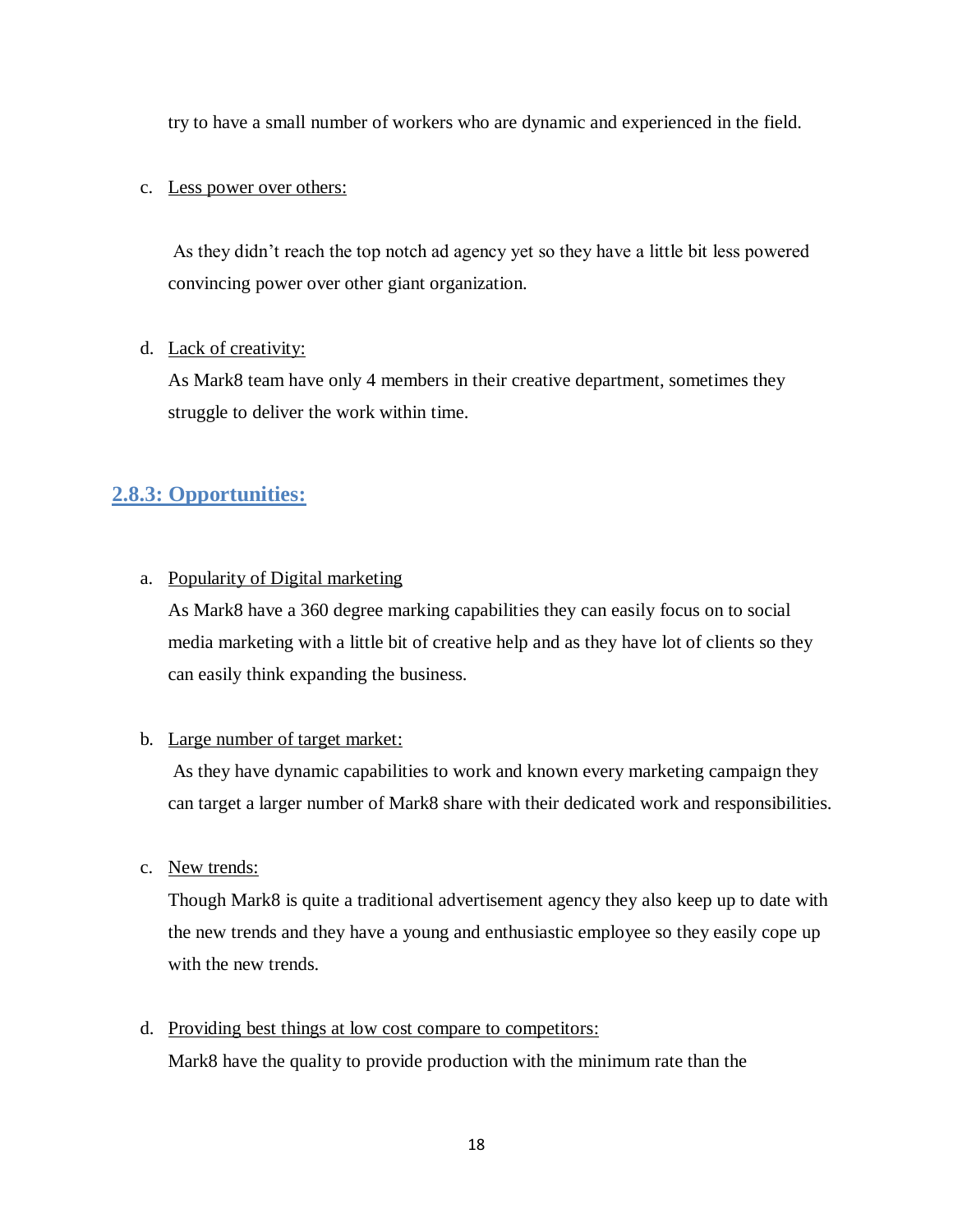try to have a small number of workers who are dynamic and experienced in the field.

c. Less power over others:

As they didn't reach the top notch ad agency yet so they have a little bit less powered convincing power over other giant organization.

d. Lack of creativity:

As Mark8 team have only 4 members in their creative department, sometimes they struggle to deliver the work within time.

### 2.8.3: Opportunities:

a. Popularity of Digital marketing

As Mark8 have a 360 degree marking capabilities they can easily focus on to social media marketing with a little bit of creative help and as they have lot of clients so they can easily think expanding the business.

b. Large number of target market:

As they have dynamic capabilities to work and known every marketing campaign they can target a larger number of Mark8 share with their dedicated work and responsibilities.

c. New trends:

Though Mark8 is quite a traditional advertisement agency they also keep up to date with the new trends and they have a young and enthusiastic employee so they easily cope up with the new trends.

d. Providing best things at low cost compare to competitors:

Mark8 have the quality to provide production with the minimum rate than the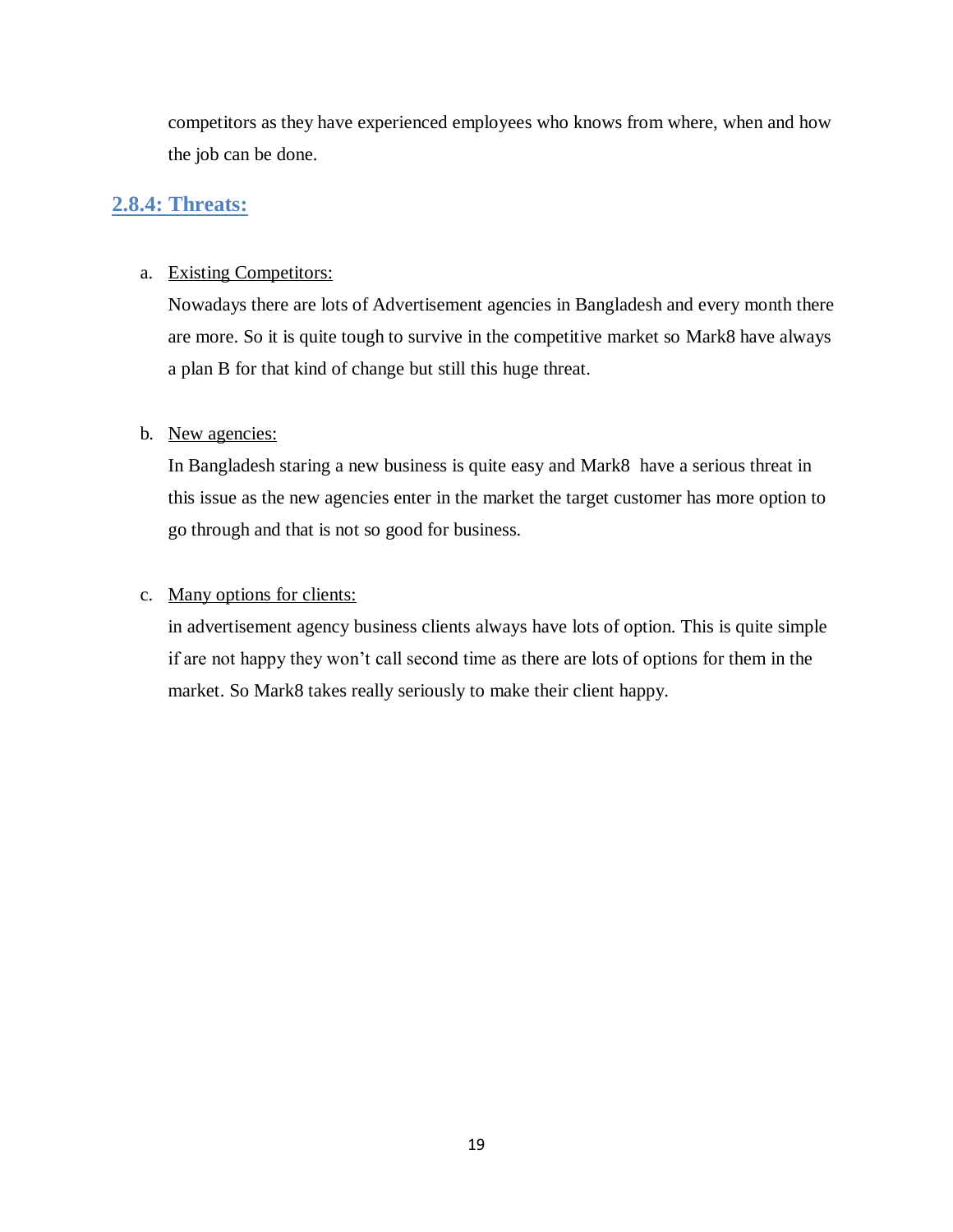competitors as they have experienced employees who knows from where, when and how the job can be done.

### 2.8.4: Threats:

a. Existing Competitors:

Nowadays there are lots of Advertisement agencies in Bangladesh and every month there are more. So it is quite tough to survive in the competitive market so Mark8 have always a plan B for that kind of change but still this huge threat.

b. New agencies:

In Bangladesh staring a new business is quite easy and Mark8 have a serious threat in this issue as the new agencies enter in the market the target customer has more option to go through and that is not so good for business.

c. Many options for clients:

in advertisement agency business clients always have lots of option. This is quite simple if are not happy they won't call second time as there are lots of options for them in the market. So Mark8 takes really seriously to make their client happy.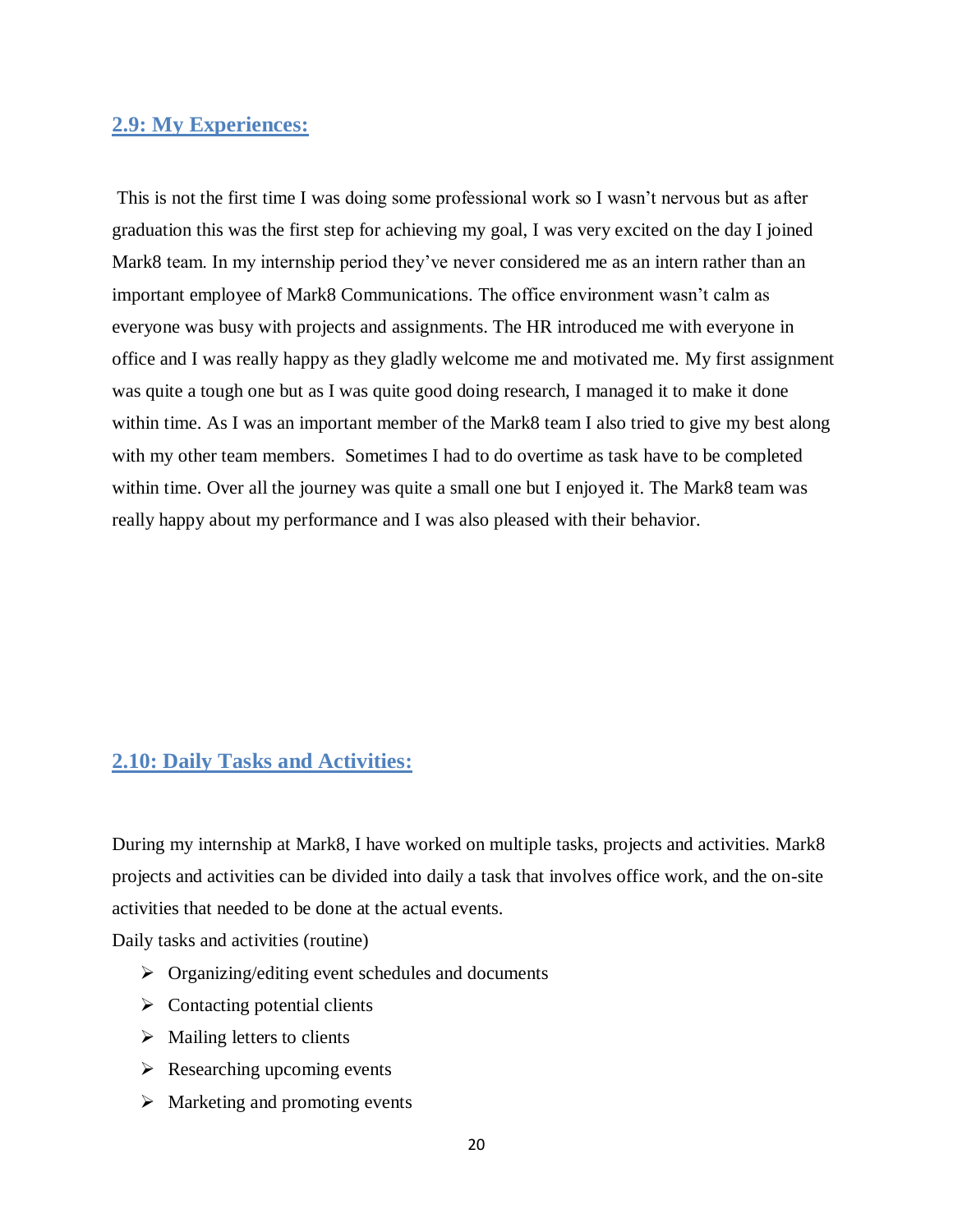## 2.9: My Experiences:

This is not the first time I was doing some professional work so I wasn't nervous but as after graduation this was the first step for achieving my goal, I was very excited on the day I joined Mark8 team. In my internship period they've never considered me as an intern rather than an important employee of Mark8 Communications. The office environment wasn't calm as everyone was busy with projects and assignments. The HR introduced me with everyone in office and I was really happy as they gladly welcome me and motivated me. My first assignment was quite a tough one but as I was quite good doing research, I managed it to make it done within time. As I was an important member of the Mark8 team I also tried to give my best along with my other team members. Sometimes I had to do overtime as task have to be completed within time. Over all the journey was quite a small one but I enjoyed it. The Mark8 team was really happy about my performance and I was also pleased with their behavior.

## 2.10: Daily Tasks and Activities:

During my internship at Mark8, I have worked on multiple tasks, projects and activities. Mark8 projects and activities can be divided into daily a task that involves office work, and the on-site activities that needed to be done at the actual events.

Daily tasks and activities (routine)

- Organizing/editing event schedules and documents
- Contacting potential clients
- Mailing letters to clients
- Researching upcoming events
- Marketing and promoting events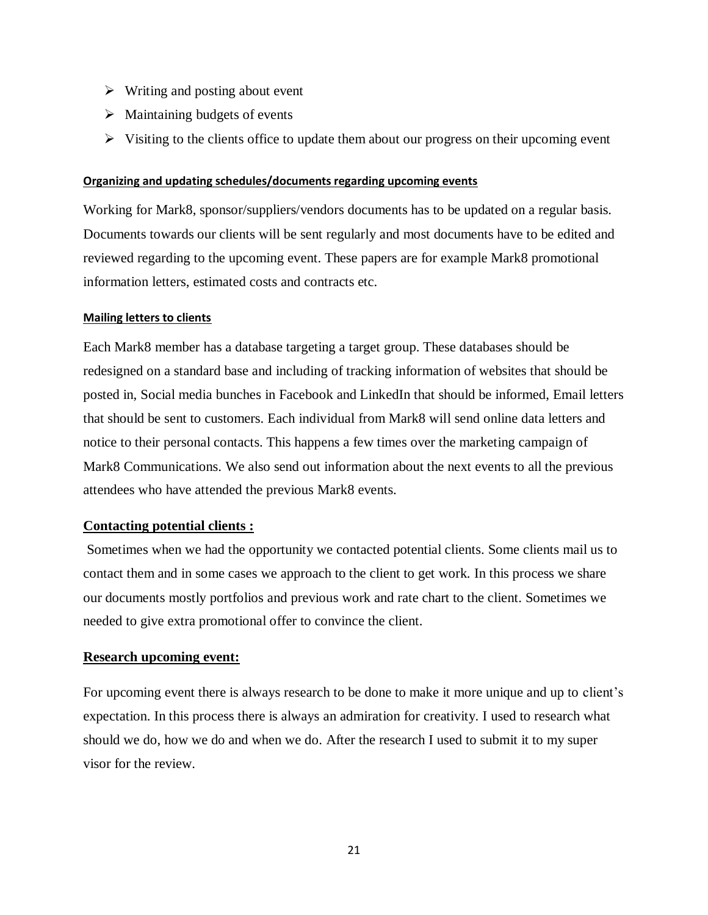- Writing and posting about event
- Maintaining budgets of events
- Visiting to the clients office to update them about our progress on their upcoming event

#### Organizing and updating schedules/documents regarding upcoming events

Working for Mark8, sponsor/suppliers/vendors documents has to be updated on a regular basis. Documents towards our clients will be sent regularly and most documents have to be edited and reviewed regarding to the upcoming event. These papers are for example Mark8 promotional information letters, estimated costs and contracts etc.

#### Mailing letters to clients

Each Mark8 member has a database targeting a target group. These databases should be redesigned on a standard base and including of tracking information of websites that should be posted in, Social media bunches in Facebook and LinkedIn that should be informed, Email letters that should be sent to customers. Each individual from Mark8 will send online data letters and notice to their personal contacts. This happens a few times over the marketing campaign of Mark8 Communications. We also send out information about the next events to all the previous attendees who have attended the previous Mark8 events.

### Contacting potential clients :

Sometimes when we had the opportunity we contacted potential clients. Some clients mail us to contact them and in some cases we approach to the client to get work. In this process we share our documents mostly portfolios and previous work and rate chart to the client. Sometimes we needed to give extra promotional offer to convince the client.

### Research upcoming event:

For upcoming event there is always research to be done to make it more unique and up to client's expectation. In this process there is always an admiration for creativity. I used to research what should we do, how we do and when we do. After the research I used to submit it to my super visor for the review.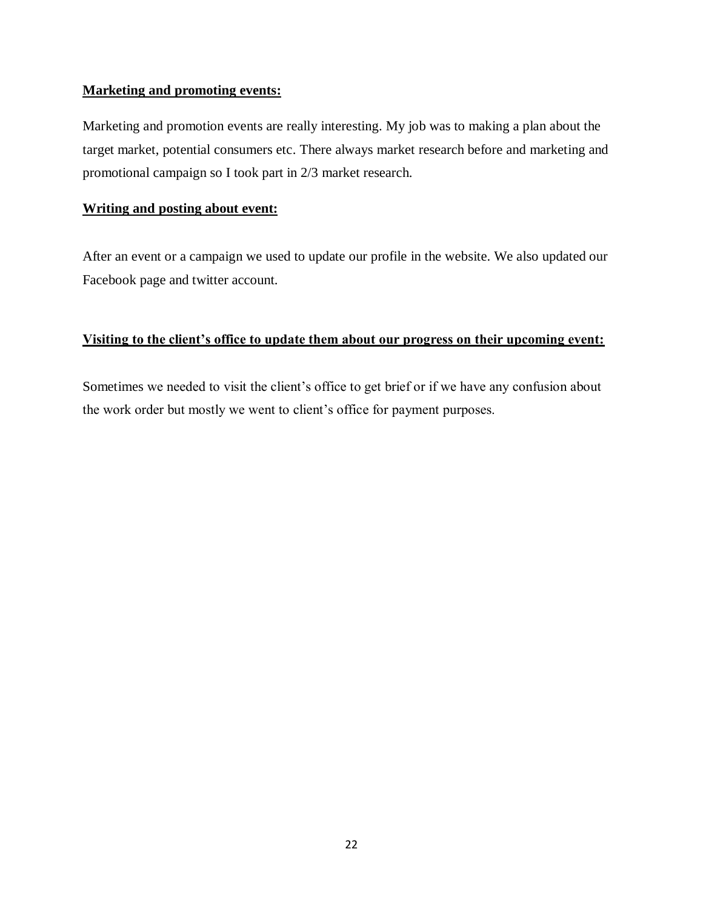**Marketing and promoting events:**

Marketing and promotion events are really interesting. My job was to making a plan about the target market, potential consumers etc. There always market research before and marketing and promotional campaign so I took part in 2/3 market research.

**Writing and posting about event:**

After an event or a campaign we used to update our profile in the website. We also updated our Facebook page and twitter account.

**Visiting to the client's office to update them about our progress on their upcoming event:**

Sometimes we needed to visit the client's office to get brief or if we have any confusion about the work order but mostly we went to client's office for payment purposes.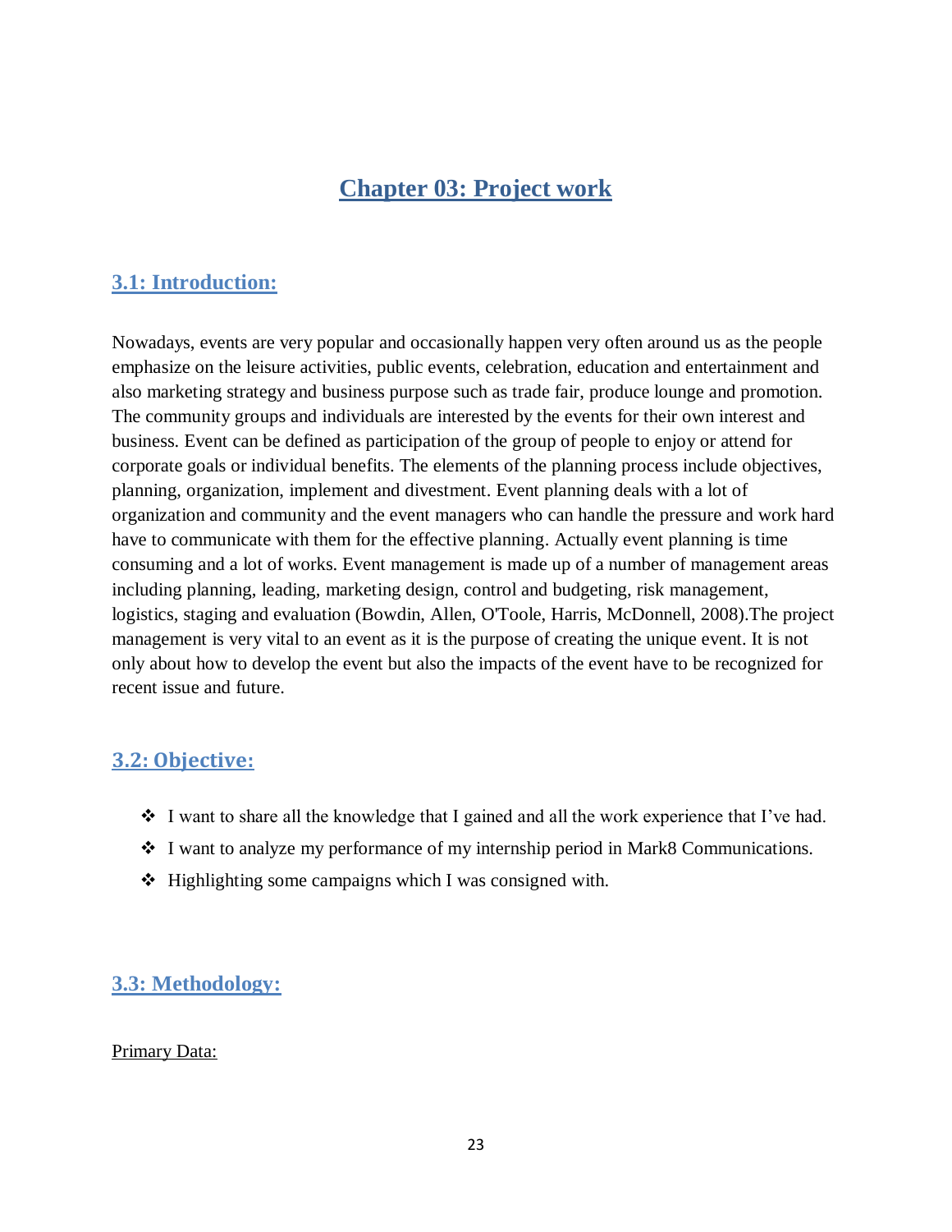# Chapter 03: Project work

## 3.1: Introduction:

Nowadays, events are very popular and occasionally happen very often around us as the people emphasize on the leisure activities, public events, celebration, education and entertainment and also marketing strategy and business purpose such as trade fair, produce lounge and promotion. The community groups and individuals are interested by the events for their own interest and business. Event can be defined as participation of the group of people to enjoy or attend for corporate goals or individual benefits. The elements of the planning process include objectives, planning, organization, implement and divestment. Event planning deals with a lot of organization and community and the event managers who can handle the pressure and work hard have to communicate with them for the effective planning. Actually event planning is time consuming and a lot of works. Event management is made up of a number of management areas including planning, leading, marketing design, control and budgeting, risk management, logistics, staging and evaluation (Bowdin, Allen, O'Toole, Harris, McDonnell, 2008).The project management is very vital to an event as it is the purpose of creating the unique event. It is not only about how to develop the event but also the impacts of the event have to be recognized for recent issue and future.

## 3.2: Objective:

- I want to share all the knowledge that I gained and all the work experience that I've had.
- I want to analyze my performance of my internship period in Mark8 Communications.
- Highlighting some campaigns which I was consigned with.

## 3.3: Methodology:

Primary Data: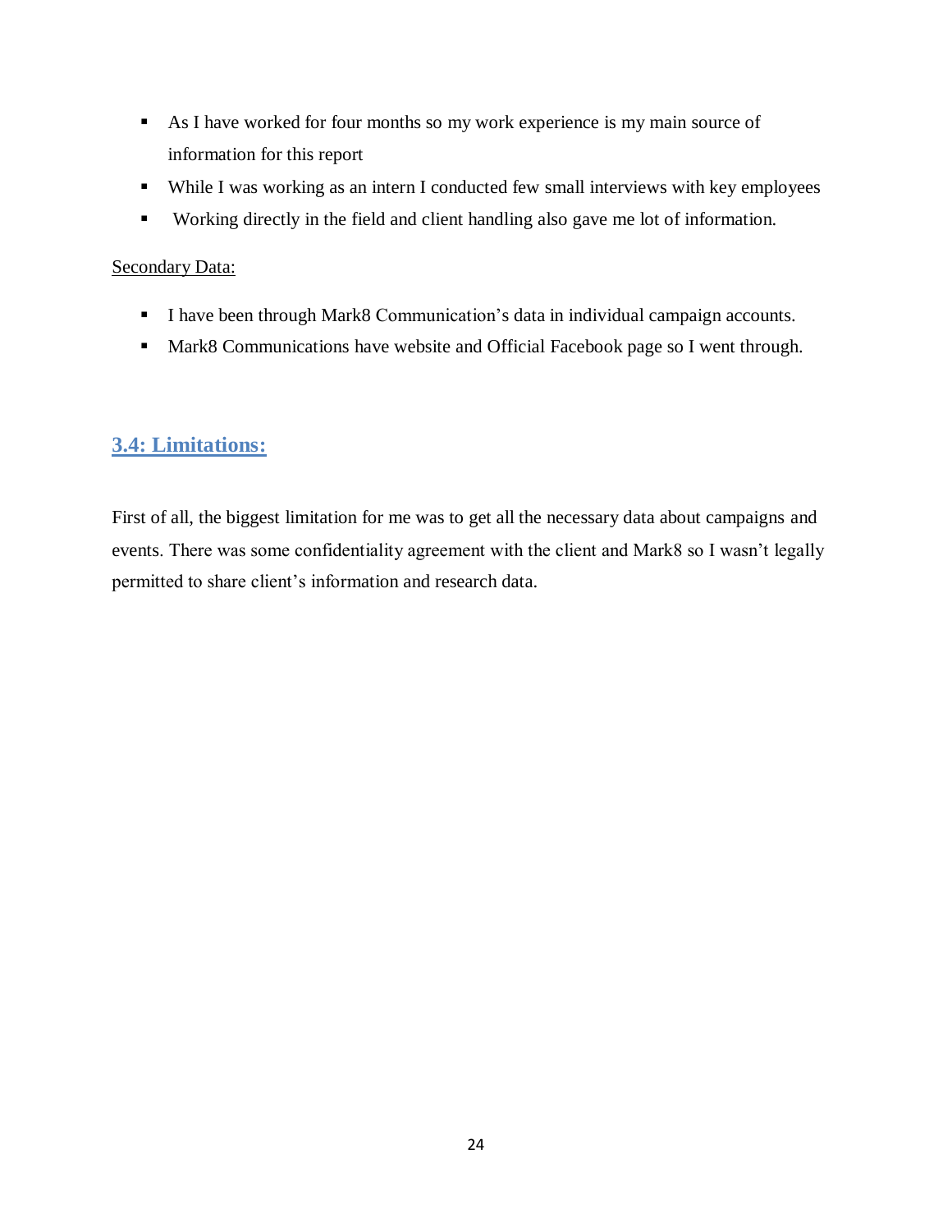- As I have worked for four months so my work experience is my main source of information for this report
- While I was working as an intern I conducted few small interviews with key employees
- Working directly in the field and client handling also gave me lot of information.

<u>Secondary Data:</u>

- I have been through Mark8 Communication's data in individual campaign accounts.
- Mark8 Communications have website and Official Facebook page so I went through.

## 3.4: Limitations:

First of all, the biggest limitation for me was to get all the necessary data about campaigns and events. There was some confidentiality agreement with the client and Mark8 so I wasn't legally permitted to share client's information and research data.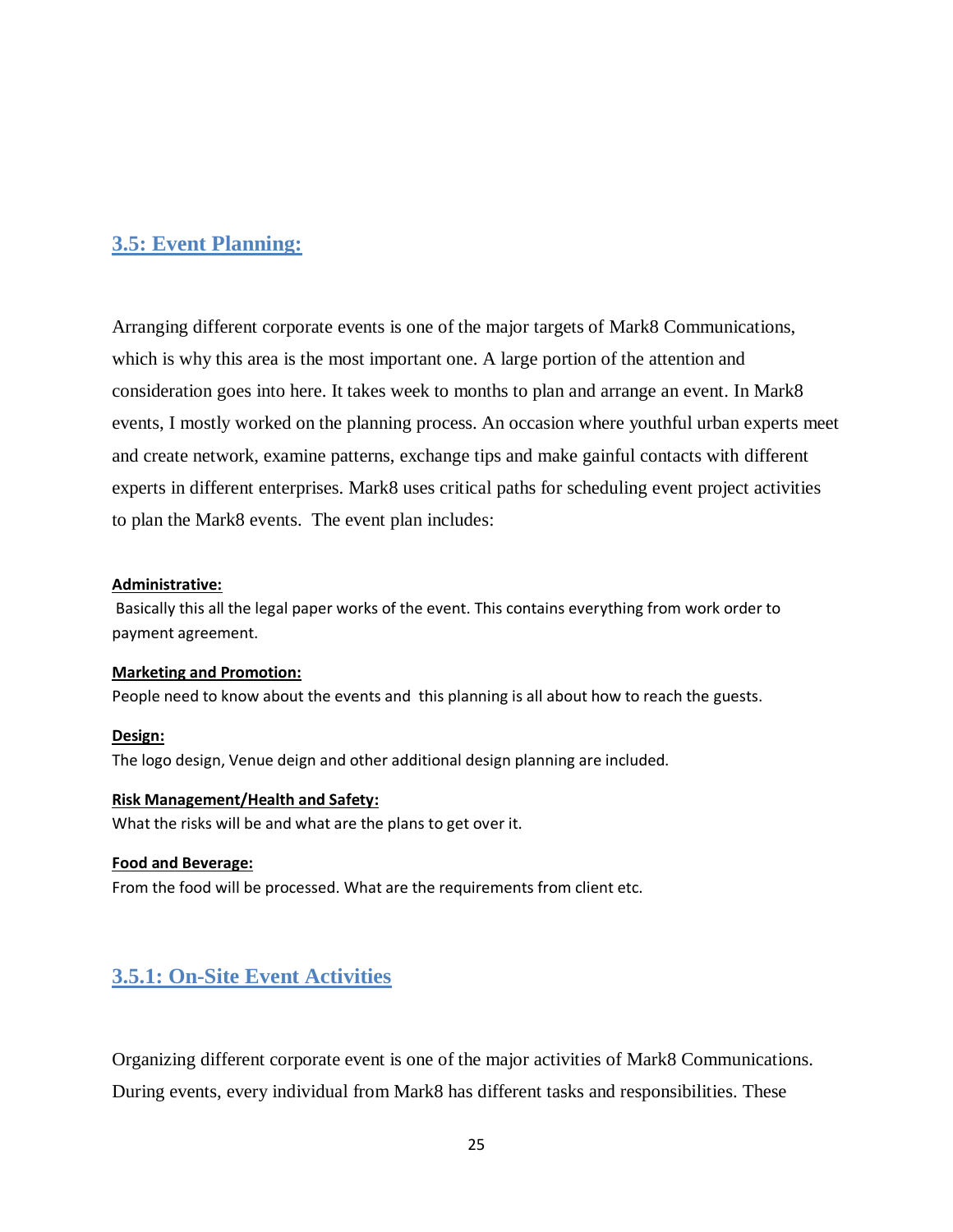## 3.5: Event Planning:

Arranging different corporate events is one of the major targets of Mark8 Communications, which is why this area is the most important one. A large portion of the attention and consideration goes into here. It takes week to months to plan and arrange an event. In Mark8 events, I mostly worked on the planning process. An occasion where youthful urban experts meet and create network, examine patterns, exchange tips and make gainful contacts with different experts in different enterprises. Mark8 uses critical paths for scheduling event project activities to plan the Mark8 events. The event plan includes:

**Administrative:**

Basically this all the legal paper works of the event. This contains everything from work order to payment agreement.

**Marketing and Promotion:**

People need to know about the events and this planning is all about how to reach the guests.

**Design:**

The logo design, Venue deign and other additional design planning are included.

**Risk Management/Health and Safety:**

What the risks will be and what are the plans to get over it.

**Food and Beverage:**

From the food will be processed. What are the requirements from client etc.

### 3.5.1: On-Site Event Activities

Organizing different corporate event is one of the major activities of Mark8 Communications. During events, every individual from Mark8 has different tasks and responsibilities. These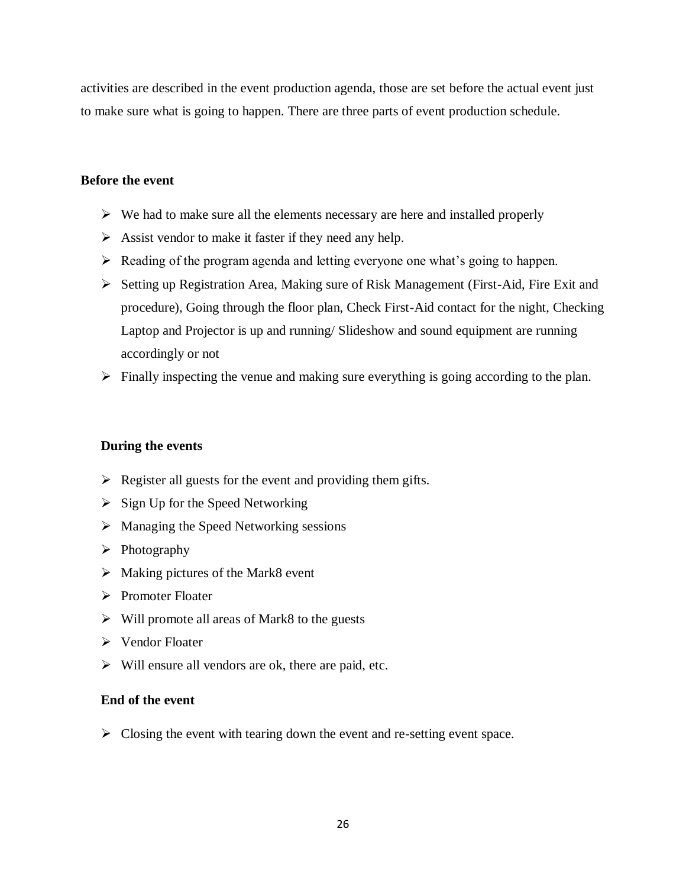activities are described in the event production agenda, those are set before the actual event just to make sure what is going to happen. There are three parts of event production schedule.

**Before the event**

- We had to make sure all the elements necessary are here and installed properly
- Assist vendor to make it faster if they need any help.
- Reading of the program agenda and letting everyone one what's going to happen.
- Setting up Registration Area, Making sure of Risk Management (First-Aid, Fire Exit and procedure), Going through the floor plan, Check First-Aid contact for the night, Checking Laptop and Projector is up and running/ Slideshow and sound equipment are running accordingly or not
- Finally inspecting the venue and making sure everything is going according to the plan.

**During the events**

- Register all guests for the event and providing them gifts.
- Sign Up for the Speed Networking
- Managing the Speed Networking sessions
- Photography
- Making pictures of the Mark8 event
- Promoter Floater
- Will promote all areas of Mark8 to the guests
- Vendor Floater
- Will ensure all vendors are ok, there are paid, etc.

**End of the event**

- Closing the event with tearing down the event and re-setting event space.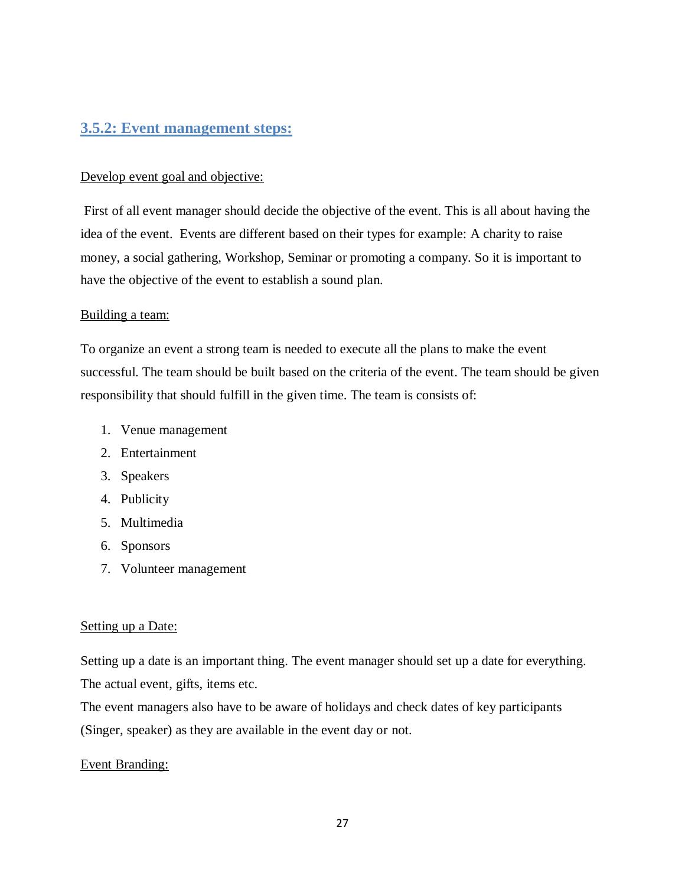### 3.5.2: Event management steps:

Develop event goal and objective:

First of all event manager should decide the objective of the event. This is all about having the idea of the event. Events are different based on their types for example: A charity to raise money, a social gathering, Workshop, Seminar or promoting a company. So it is important to have the objective of the event to establish a sound plan.

Building a team:

To organize an event a strong team is needed to execute all the plans to make the event successful. The team should be built based on the criteria of the event. The team should be given responsibility that should fulfill in the given time. The team is consists of:

1. Venue management
2. Entertainment
3. Speakers
4. Publicity
5. Multimedia
6. Sponsors
7. Volunteer management

Setting up a Date:

Setting up a date is an important thing. The event manager should set up a date for everything. The actual event, gifts, items etc.

The event managers also have to be aware of holidays and check dates of key participants (Singer, speaker) as they are available in the event day or not.

Event Branding: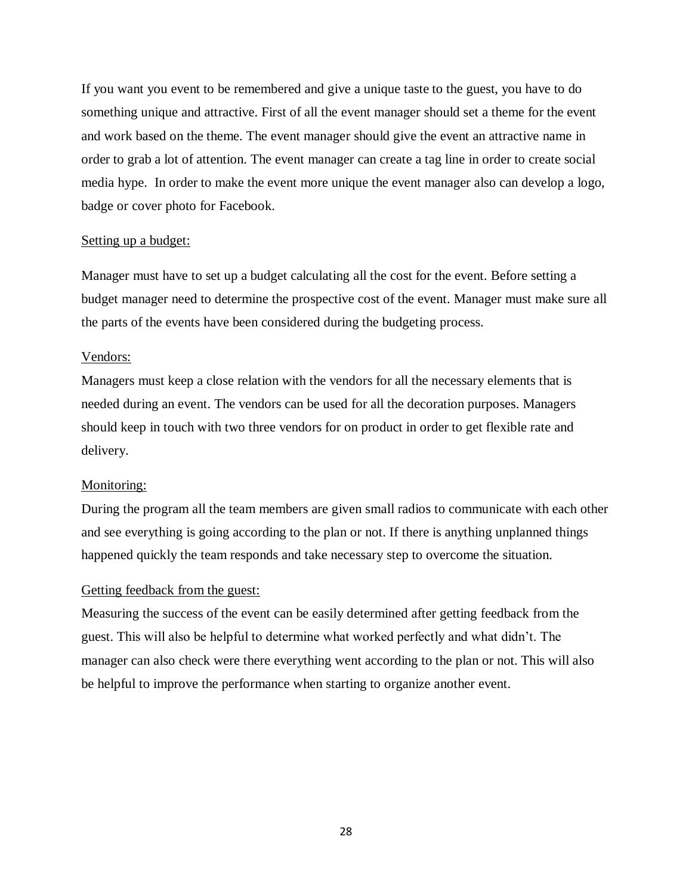If you want you event to be remembered and give a unique taste to the guest, you have to do something unique and attractive. First of all the event manager should set a theme for the event and work based on the theme. The event manager should give the event an attractive name in order to grab a lot of attention. The event manager can create a tag line in order to create social media hype.  In order to make the event more unique the event manager also can develop a logo, badge or cover photo for Facebook.

<u>Setting up a budget:</u>

Manager must have to set up a budget calculating all the cost for the event. Before setting a budget manager need to determine the prospective cost of the event. Manager must make sure all the parts of the events have been considered during the budgeting process.

<u>Vendors:</u>

Managers must keep a close relation with the vendors for all the necessary elements that is needed during an event. The vendors can be used for all the decoration purposes. Managers should keep in touch with two three vendors for on product in order to get flexible rate and delivery.

<u>Monitoring:</u>

During the program all the team members are given small radios to communicate with each other and see everything is going according to the plan or not. If there is anything unplanned things happened quickly the team responds and take necessary step to overcome the situation.

<u>Getting feedback from the guest:</u>

Measuring the success of the event can be easily determined after getting feedback from the guest. This will also be helpful to determine what worked perfectly and what didn't. The manager can also check were there everything went according to the plan or not. This will also be helpful to improve the performance when starting to organize another event.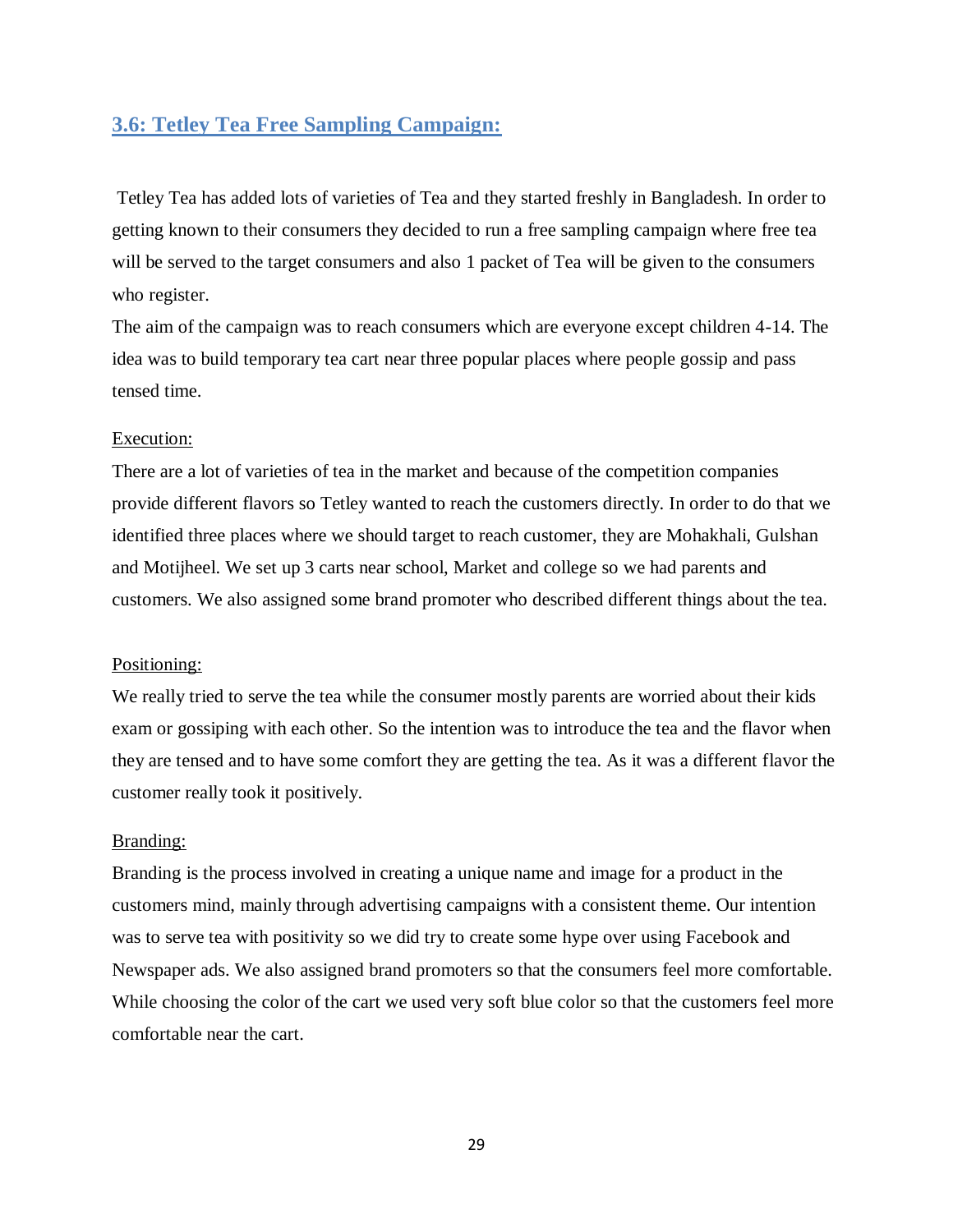## 3.6: Tetley Tea Free Sampling Campaign:

Tetley Tea has added lots of varieties of Tea and they started freshly in Bangladesh. In order to getting known to their consumers they decided to run a free sampling campaign where free tea will be served to the target consumers and also 1 packet of Tea will be given to the consumers who register.

The aim of the campaign was to reach consumers which are everyone except children 4-14. The idea was to build temporary tea cart near three popular places where people gossip and pass tensed time.

<u>Execution:</u>

There are a lot of varieties of tea in the market and because of the competition companies provide different flavors so Tetley wanted to reach the customers directly. In order to do that we identified three places where we should target to reach customer, they are Mohakhali, Gulshan and Motijheel. We set up 3 carts near school, Market and college so we had parents and customers. We also assigned some brand promoter who described different things about the tea.

<u>Positioning:</u>

We really tried to serve the tea while the consumer mostly parents are worried about their kids exam or gossiping with each other. So the intention was to introduce the tea and the flavor when they are tensed and to have some comfort they are getting the tea. As it was a different flavor the customer really took it positively.

<u>Branding:</u>

Branding is the process involved in creating a unique name and image for a product in the customers mind, mainly through advertising campaigns with a consistent theme. Our intention was to serve tea with positivity so we did try to create some hype over using Facebook and Newspaper ads. We also assigned brand promoters so that the consumers feel more comfortable. While choosing the color of the cart we used very soft blue color so that the customers feel more comfortable near the cart.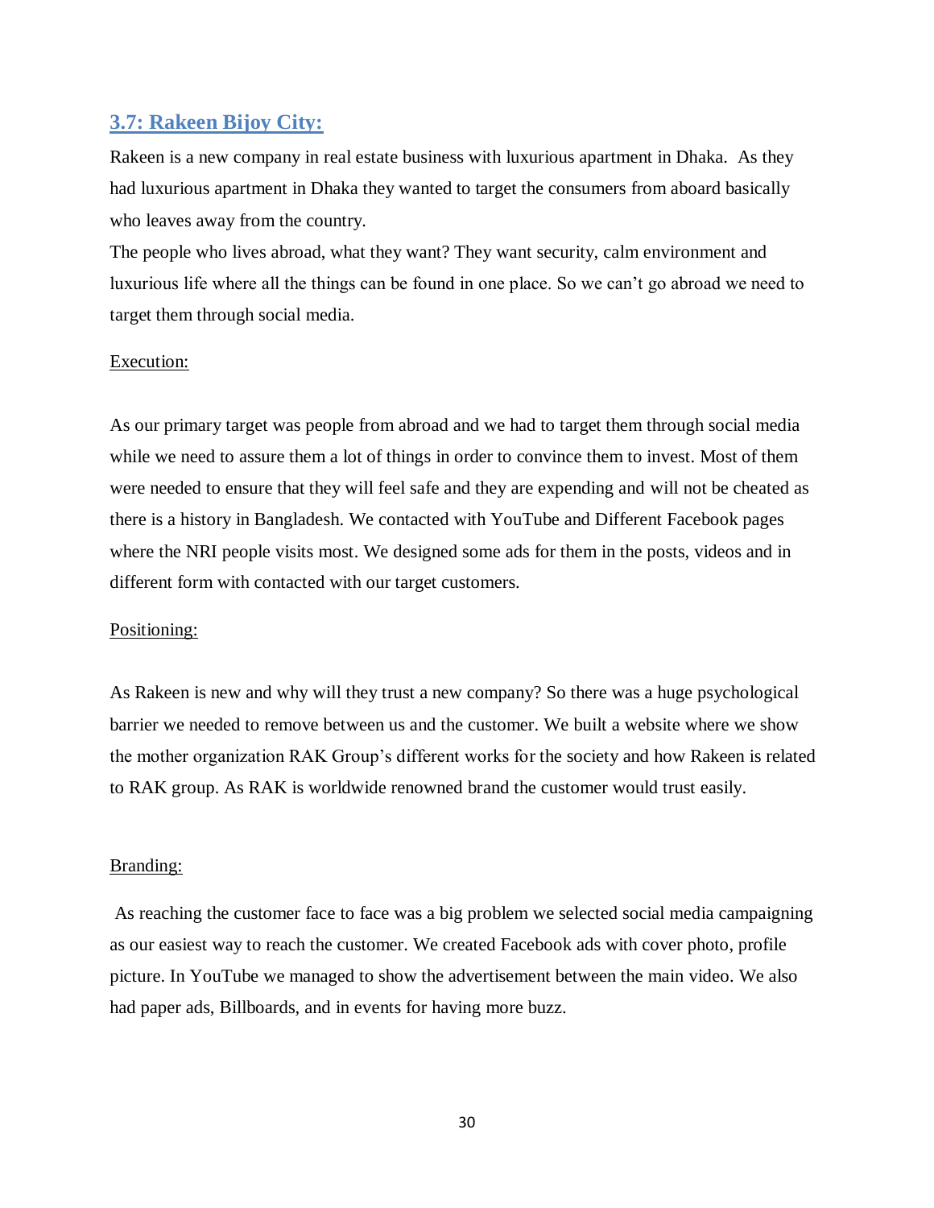## 3.7: Rakeen Bijoy City:

Rakeen is a new company in real estate business with luxurious apartment in Dhaka. As they had luxurious apartment in Dhaka they wanted to target the consumers from aboard basically who leaves away from the country.

The people who lives abroad, what they want? They want security, calm environment and luxurious life where all the things can be found in one place. So we can't go abroad we need to target them through social media.

Execution:

As our primary target was people from abroad and we had to target them through social media while we need to assure them a lot of things in order to convince them to invest. Most of them were needed to ensure that they will feel safe and they are expending and will not be cheated as there is a history in Bangladesh. We contacted with YouTube and Different Facebook pages where the NRI people visits most. We designed some ads for them in the posts, videos and in different form with contacted with our target customers.

Positioning:

As Rakeen is new and why will they trust a new company? So there was a huge psychological barrier we needed to remove between us and the customer. We built a website where we show the mother organization RAK Group's different works for the society and how Rakeen is related to RAK group. As RAK is worldwide renowned brand the customer would trust easily.

Branding:

As reaching the customer face to face was a big problem we selected social media campaigning as our easiest way to reach the customer. We created Facebook ads with cover photo, profile picture. In YouTube we managed to show the advertisement between the main video. We also had paper ads, Billboards, and in events for having more buzz.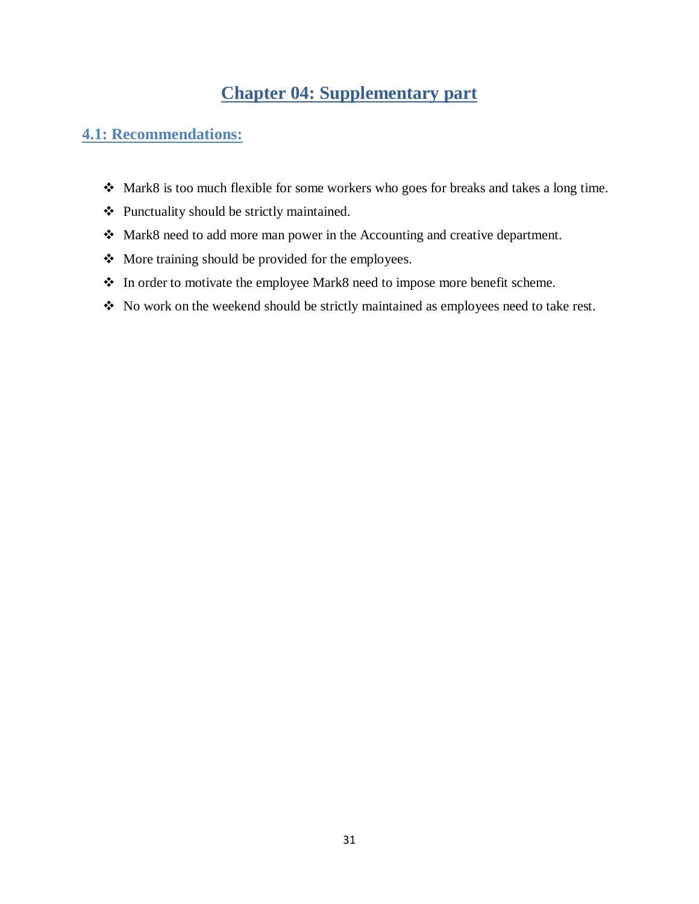# Chapter 04: Supplementary part

## 4.1: Recommendations:

- Mark8 is too much flexible for some workers who goes for breaks and takes a long time.
- Punctuality should be strictly maintained.
- Mark8 need to add more man power in the Accounting and creative department.
- More training should be provided for the employees.
- In order to motivate the employee Mark8 need to impose more benefit scheme.
- No work on the weekend should be strictly maintained as employees need to take rest.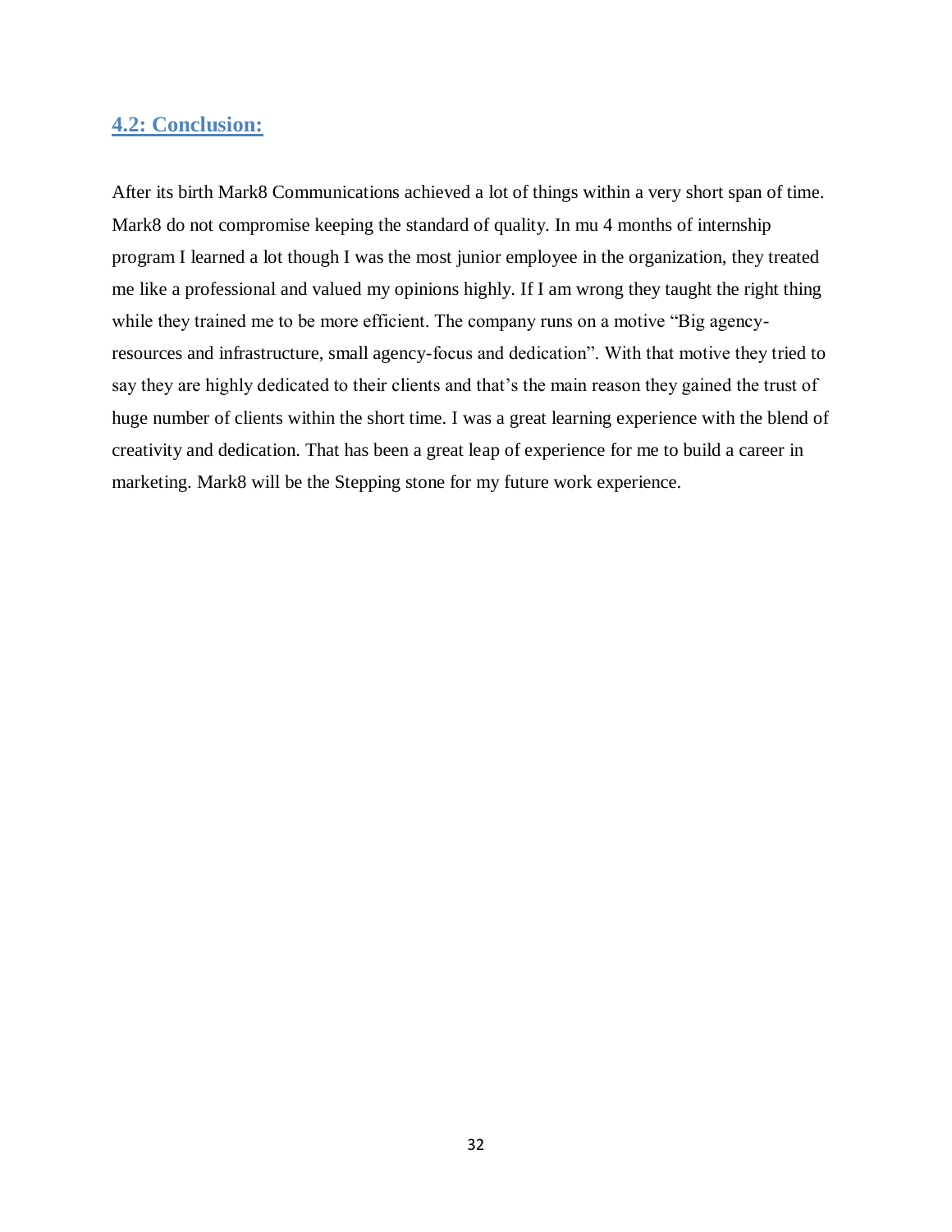## 4.2: Conclusion:

After its birth Mark8 Communications achieved a lot of things within a very short span of time. Mark8 do not compromise keeping the standard of quality. In mu 4 months of internship program I learned a lot though I was the most junior employee in the organization, they treated me like a professional and valued my opinions highly. If I am wrong they taught the right thing while they trained me to be more efficient. The company runs on a motive "Big agency-resources and infrastructure, small agency-focus and dedication". With that motive they tried to say they are highly dedicated to their clients and that's the main reason they gained the trust of huge number of clients within the short time. I was a great learning experience with the blend of creativity and dedication. That has been a great leap of experience for me to build a career in marketing. Mark8 will be the Stepping stone for my future work experience.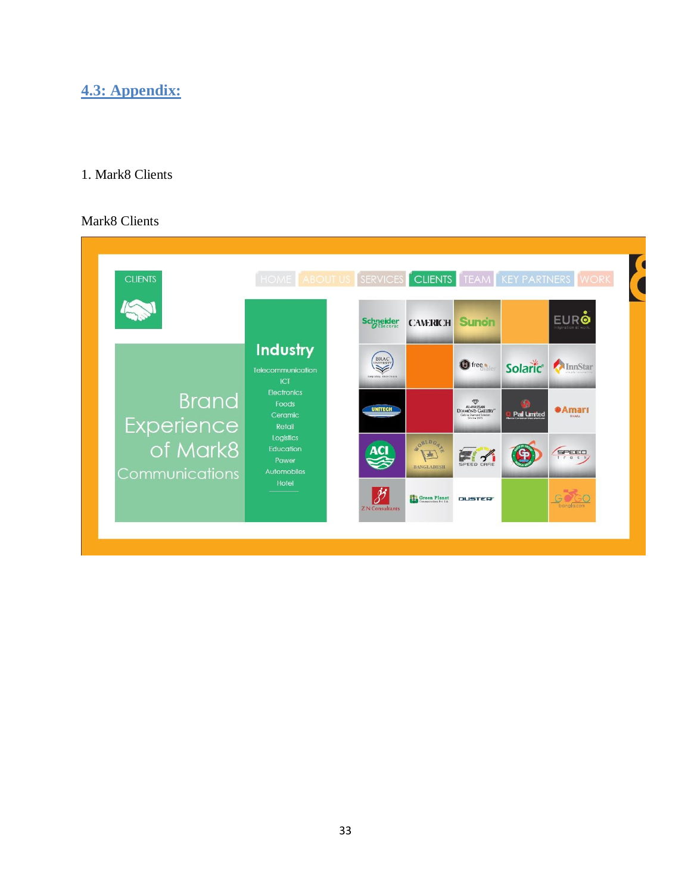## 4.3: Appendix:

1. Mark8 Clients

Mark8 Clients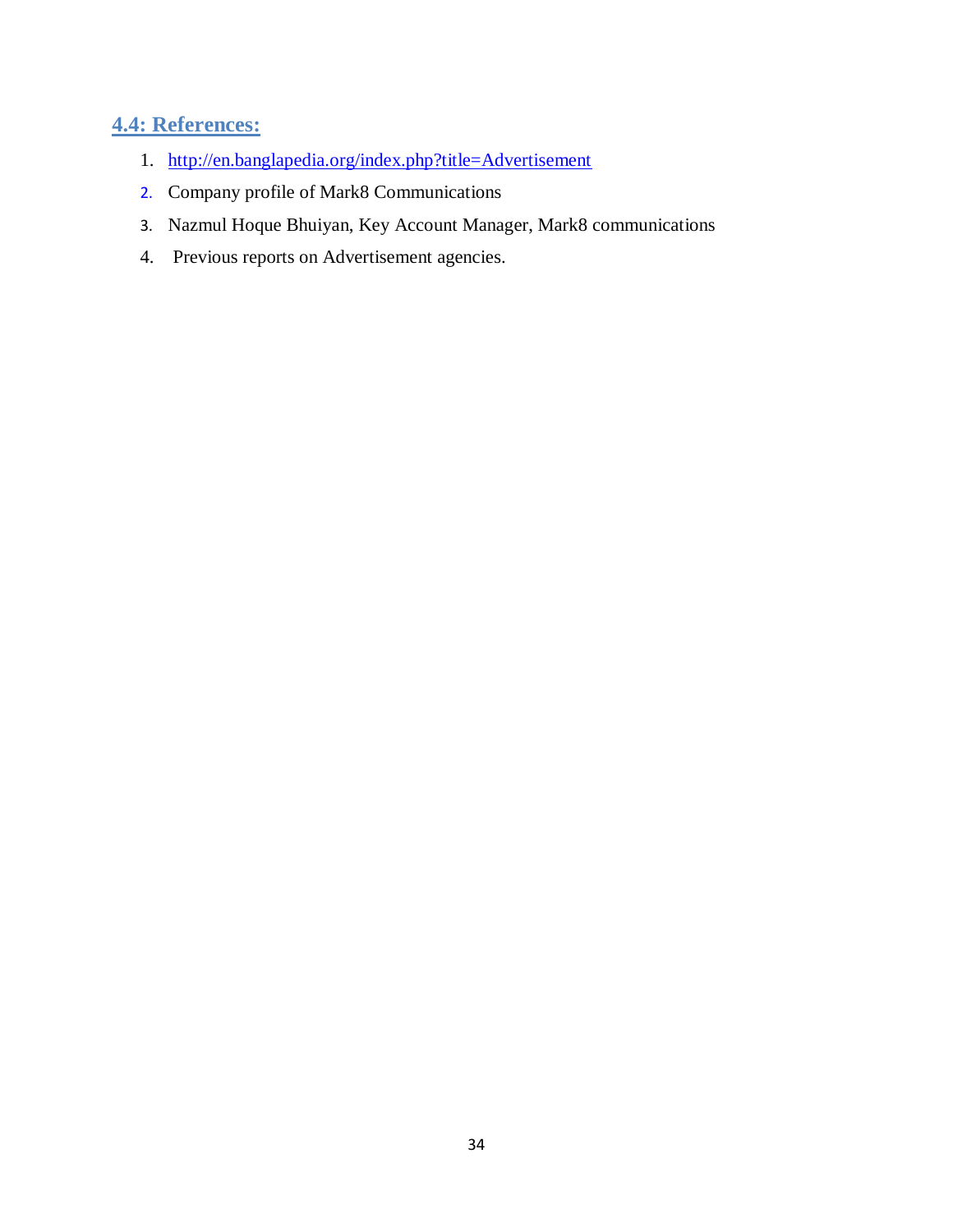## 4.4: References:

1. http://en.banglapedia.org/index.php?title=Advertisement
2. Company profile of Mark8 Communications
3. Nazmul Hoque Bhuiyan, Key Account Manager, Mark8 communications
4. Previous reports on Advertisement agencies.